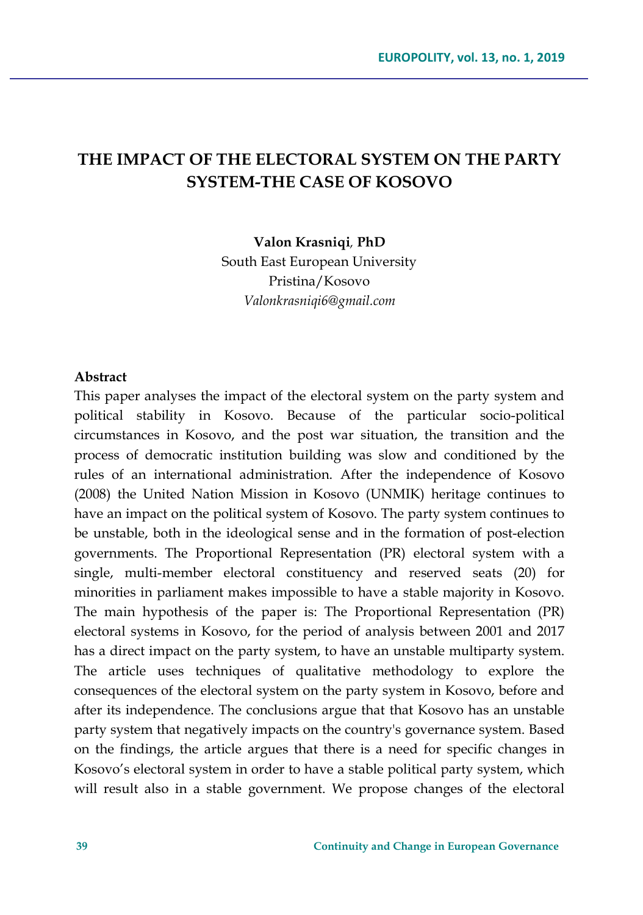# THE IMPACT OF THE ELECTORAL SYSTEM ON THE PARTY SYSTEM-THE CASE OF KOSOVO

**Valon Krasniqi, PhD**
South East European University
Pristina/Kosovo
*Valonkrasniqi6@gmail.com*

**Abstract**

This paper analyses the impact of the electoral system on the party system and political stability in Kosovo. Because of the particular socio-political circumstances in Kosovo, and the post war situation, the transition and the process of democratic institution building was slow and conditioned by the rules of an international administration. After the independence of Kosovo (2008) the United Nation Mission in Kosovo (UNMIK) heritage continues to have an impact on the political system of Kosovo. The party system continues to be unstable, both in the ideological sense and in the formation of post-election governments. The Proportional Representation (PR) electoral system with a single, multi-member electoral constituency and reserved seats (20) for minorities in parliament makes impossible to have a stable majority in Kosovo. The main hypothesis of the paper is: The Proportional Representation (PR) electoral systems in Kosovo, for the period of analysis between 2001 and 2017 has a direct impact on the party system, to have an unstable multiparty system. The article uses techniques of qualitative methodology to explore the consequences of the electoral system on the party system in Kosovo, before and after its independence. The conclusions argue that that Kosovo has an unstable party system that negatively impacts on the country's governance system. Based on the findings, the article argues that there is a need for specific changes in Kosovo's electoral system in order to have a stable political party system, which will result also in a stable government. We propose changes of the electoral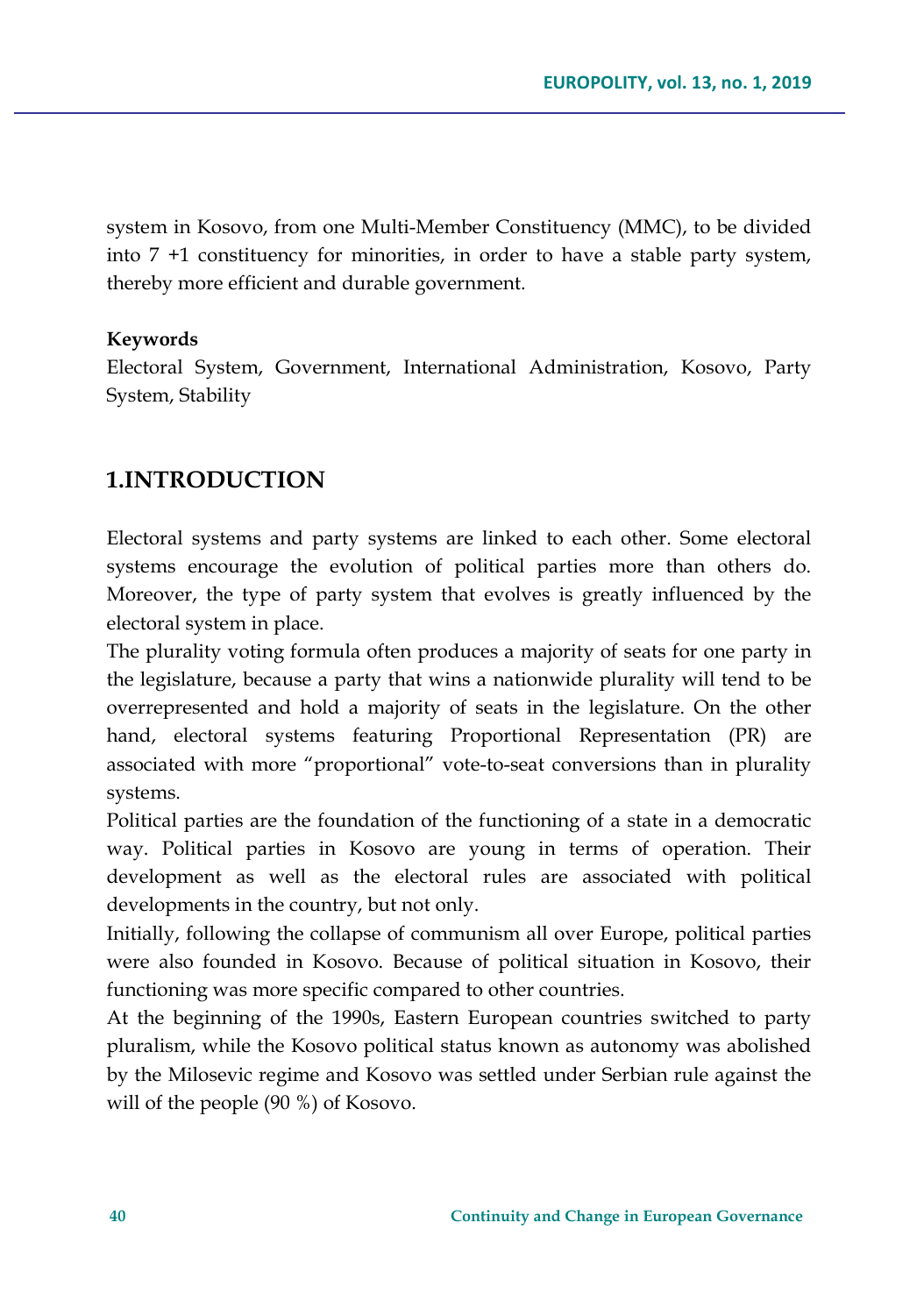system in Kosovo, from one Multi-Member Constituency (MMC), to be divided into 7 +1 constituency for minorities, in order to have a stable party system, thereby more efficient and durable government.

**Keywords**

Electoral System, Government, International Administration, Kosovo, Party System, Stability

## 1.INTRODUCTION

Electoral systems and party systems are linked to each other. Some electoral systems encourage the evolution of political parties more than others do. Moreover, the type of party system that evolves is greatly influenced by the electoral system in place.

The plurality voting formula often produces a majority of seats for one party in the legislature, because a party that wins a nationwide plurality will tend to be overrepresented and hold a majority of seats in the legislature. On the other hand, electoral systems featuring Proportional Representation (PR) are associated with more "proportional" vote-to-seat conversions than in plurality systems.

Political parties are the foundation of the functioning of a state in a democratic way. Political parties in Kosovo are young in terms of operation. Their development as well as the electoral rules are associated with political developments in the country, but not only.

Initially, following the collapse of communism all over Europe, political parties were also founded in Kosovo. Because of political situation in Kosovo, their functioning was more specific compared to other countries.

At the beginning of the 1990s, Eastern European countries switched to party pluralism, while the Kosovo political status known as autonomy was abolished by the Milosevic regime and Kosovo was settled under Serbian rule against the will of the people (90 %) of Kosovo.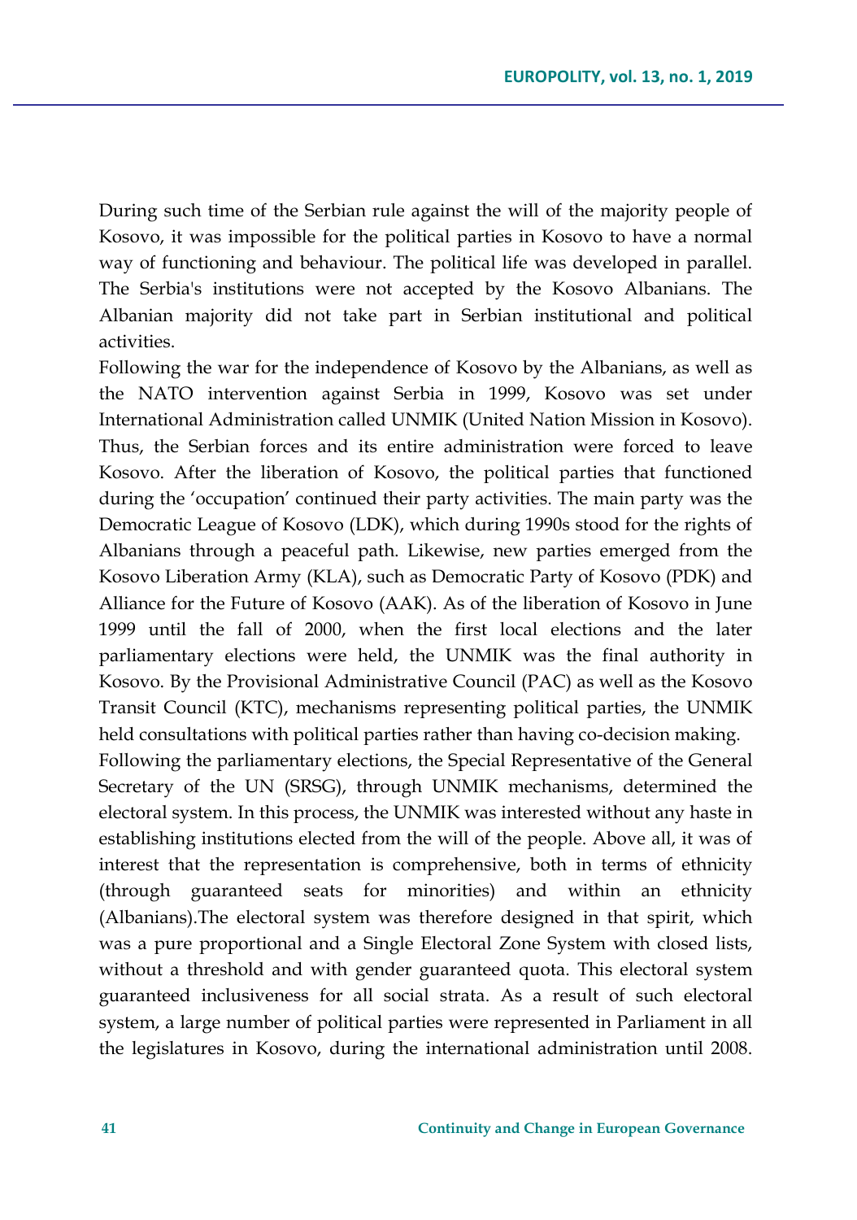During such time of the Serbian rule against the will of the majority people of Kosovo, it was impossible for the political parties in Kosovo to have a normal way of functioning and behaviour. The political life was developed in parallel. The Serbia's institutions were not accepted by the Kosovo Albanians. The Albanian majority did not take part in Serbian institutional and political activities.

Following the war for the independence of Kosovo by the Albanians, as well as the NATO intervention against Serbia in 1999, Kosovo was set under International Administration called UNMIK (United Nation Mission in Kosovo). Thus, the Serbian forces and its entire administration were forced to leave Kosovo. After the liberation of Kosovo, the political parties that functioned during the 'occupation' continued their party activities. The main party was the Democratic League of Kosovo (LDK), which during 1990s stood for the rights of Albanians through a peaceful path. Likewise, new parties emerged from the Kosovo Liberation Army (KLA), such as Democratic Party of Kosovo (PDK) and Alliance for the Future of Kosovo (AAK). As of the liberation of Kosovo in June 1999 until the fall of 2000, when the first local elections and the later parliamentary elections were held, the UNMIK was the final authority in Kosovo. By the Provisional Administrative Council (PAC) as well as the Kosovo Transit Council (KTC), mechanisms representing political parties, the UNMIK held consultations with political parties rather than having co-decision making.

Following the parliamentary elections, the Special Representative of the General Secretary of the UN (SRSG), through UNMIK mechanisms, determined the electoral system. In this process, the UNMIK was interested without any haste in establishing institutions elected from the will of the people. Above all, it was of interest that the representation is comprehensive, both in terms of ethnicity (through guaranteed seats for minorities) and within an ethnicity (Albanians).The electoral system was therefore designed in that spirit, which was a pure proportional and a Single Electoral Zone System with closed lists, without a threshold and with gender guaranteed quota. This electoral system guaranteed inclusiveness for all social strata. As a result of such electoral system, a large number of political parties were represented in Parliament in all the legislatures in Kosovo, during the international administration until 2008.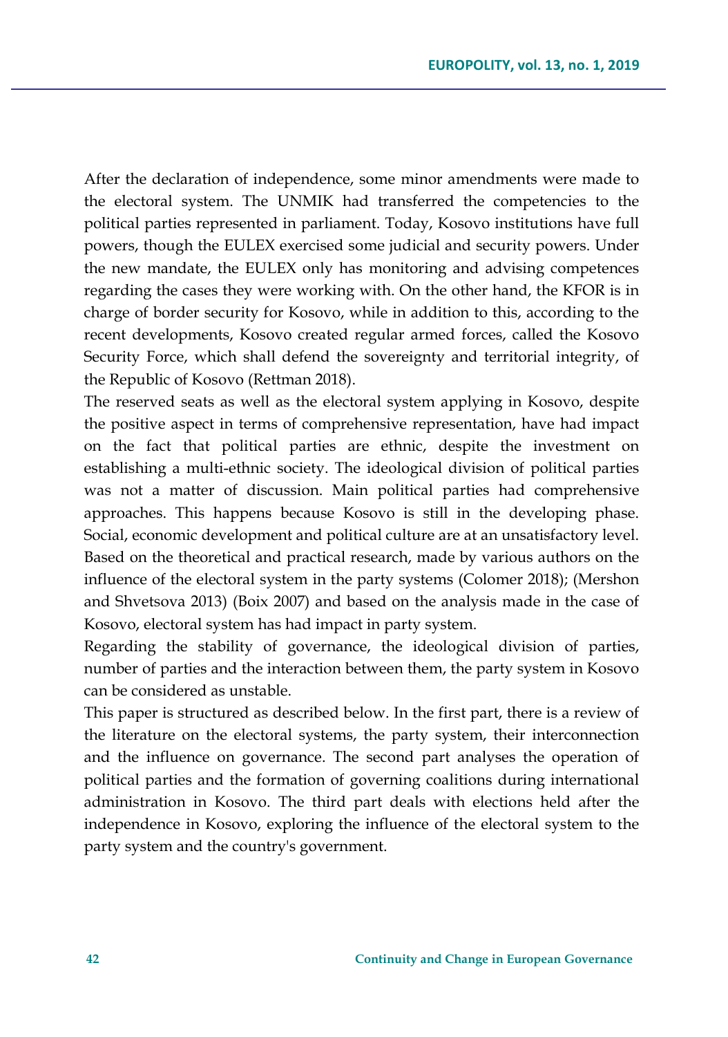After the declaration of independence, some minor amendments were made to the electoral system. The UNMIK had transferred the competencies to the political parties represented in parliament. Today, Kosovo institutions have full powers, though the EULEX exercised some judicial and security powers. Under the new mandate, the EULEX only has monitoring and advising competences regarding the cases they were working with. On the other hand, the KFOR is in charge of border security for Kosovo, while in addition to this, according to the recent developments, Kosovo created regular armed forces, called the Kosovo Security Force, which shall defend the sovereignty and territorial integrity, of the Republic of Kosovo (Rettman 2018).

The reserved seats as well as the electoral system applying in Kosovo, despite the positive aspect in terms of comprehensive representation, have had impact on the fact that political parties are ethnic, despite the investment on establishing a multi-ethnic society. The ideological division of political parties was not a matter of discussion. Main political parties had comprehensive approaches. This happens because Kosovo is still in the developing phase. Social, economic development and political culture are at an unsatisfactory level. Based on the theoretical and practical research, made by various authors on the influence of the electoral system in the party systems (Colomer 2018); (Mershon and Shvetsova 2013) (Boix 2007) and based on the analysis made in the case of Kosovo, electoral system has had impact in party system.

Regarding the stability of governance, the ideological division of parties, number of parties and the interaction between them, the party system in Kosovo can be considered as unstable.

This paper is structured as described below. In the first part, there is a review of the literature on the electoral systems, the party system, their interconnection and the influence on governance. The second part analyses the operation of political parties and the formation of governing coalitions during international administration in Kosovo. The third part deals with elections held after the independence in Kosovo, exploring the influence of the electoral system to the party system and the country's government.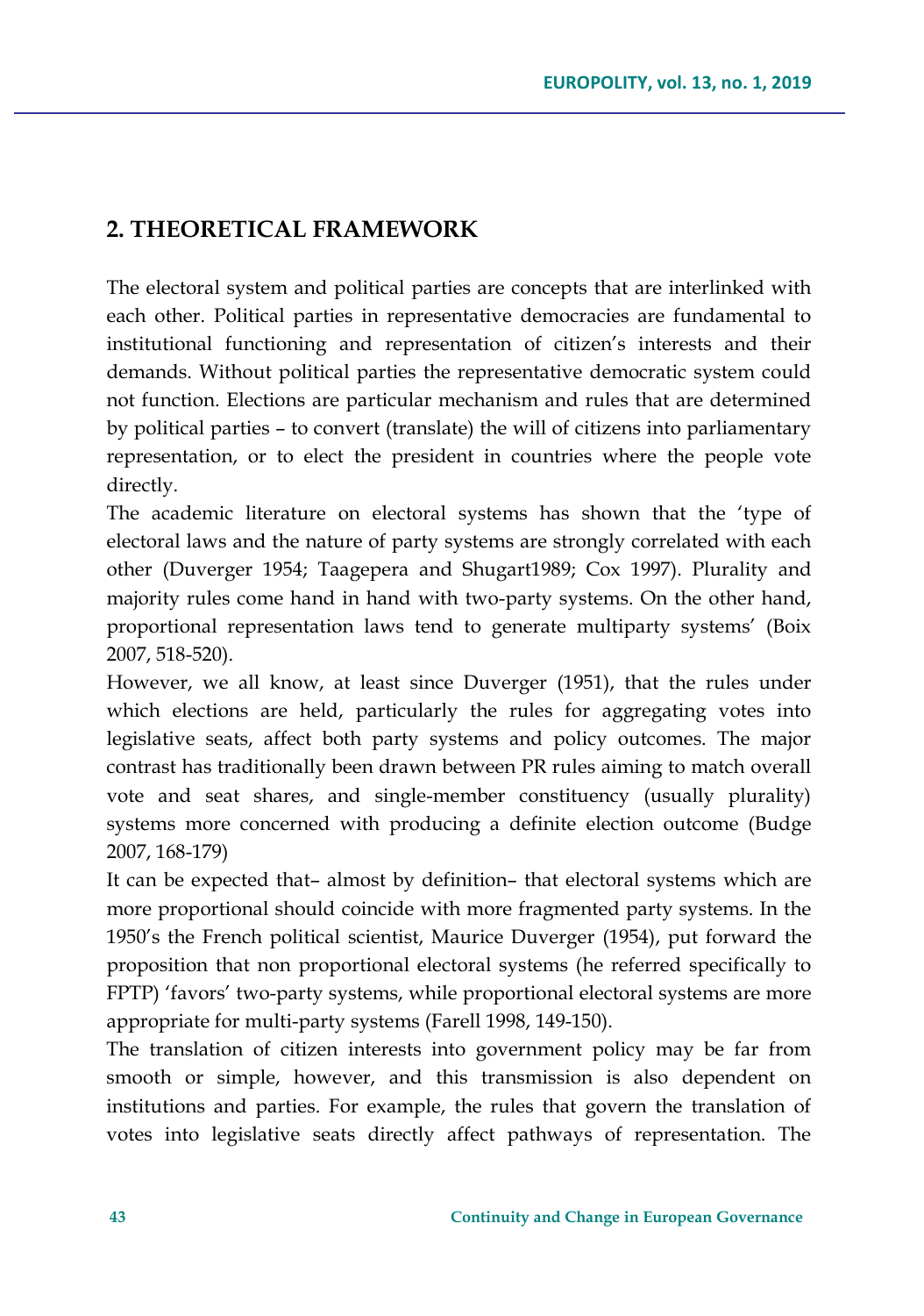## 2. THEORETICAL FRAMEWORK

The electoral system and political parties are concepts that are interlinked with each other. Political parties in representative democracies are fundamental to institutional functioning and representation of citizen's interests and their demands. Without political parties the representative democratic system could not function. Elections are particular mechanism and rules that are determined by political parties – to convert (translate) the will of citizens into parliamentary representation, or to elect the president in countries where the people vote directly.

The academic literature on electoral systems has shown that the 'type of electoral laws and the nature of party systems are strongly correlated with each other (Duverger 1954; Taagepera and Shugart1989; Cox 1997). Plurality and majority rules come hand in hand with two-party systems. On the other hand, proportional representation laws tend to generate multiparty systems' (Boix 2007, 518-520).

However, we all know, at least since Duverger (1951), that the rules under which elections are held, particularly the rules for aggregating votes into legislative seats, affect both party systems and policy outcomes. The major contrast has traditionally been drawn between PR rules aiming to match overall vote and seat shares, and single-member constituency (usually plurality) systems more concerned with producing a definite election outcome (Budge 2007, 168-179)

It can be expected that– almost by definition– that electoral systems which are more proportional should coincide with more fragmented party systems. In the 1950's the French political scientist, Maurice Duverger (1954), put forward the proposition that non proportional electoral systems (he referred specifically to FPTP) 'favors' two-party systems, while proportional electoral systems are more appropriate for multi-party systems (Farell 1998, 149-150).

The translation of citizen interests into government policy may be far from smooth or simple, however, and this transmission is also dependent on institutions and parties. For example, the rules that govern the translation of votes into legislative seats directly affect pathways of representation. The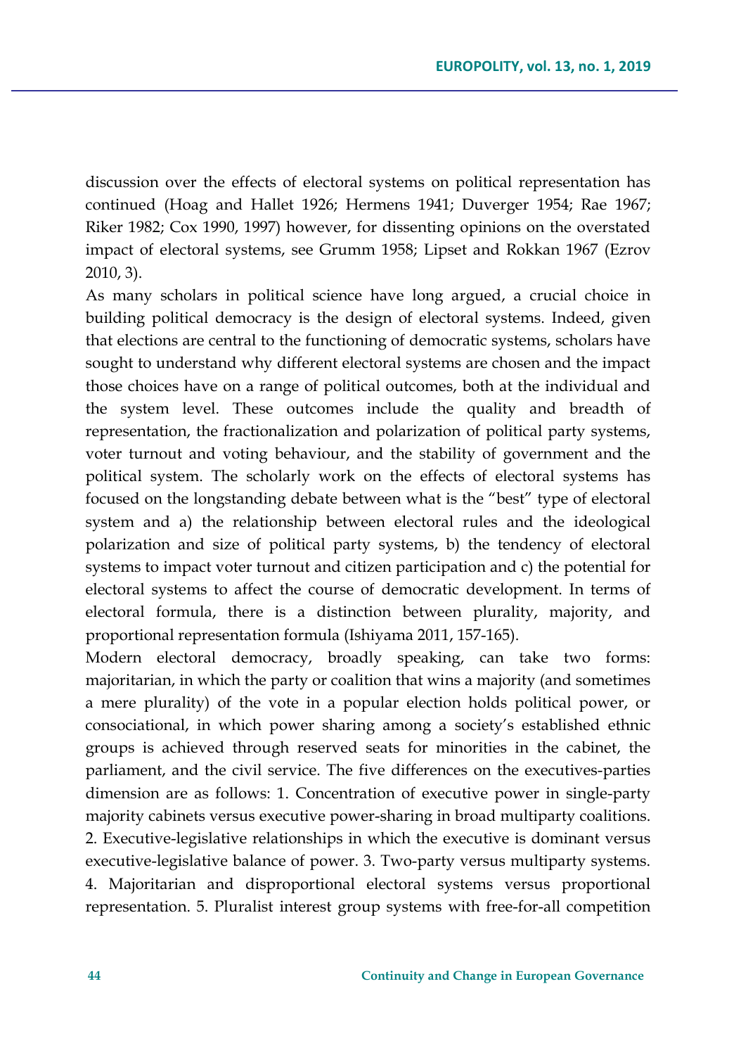discussion over the effects of electoral systems on political representation has continued (Hoag and Hallet 1926; Hermens 1941; Duverger 1954; Rae 1967; Riker 1982; Cox 1990, 1997) however, for dissenting opinions on the overstated impact of electoral systems, see Grumm 1958; Lipset and Rokkan 1967 (Ezrov 2010, 3).

As many scholars in political science have long argued, a crucial choice in building political democracy is the design of electoral systems. Indeed, given that elections are central to the functioning of democratic systems, scholars have sought to understand why different electoral systems are chosen and the impact those choices have on a range of political outcomes, both at the individual and the system level. These outcomes include the quality and breadth of representation, the fractionalization and polarization of political party systems, voter turnout and voting behaviour, and the stability of government and the political system. The scholarly work on the effects of electoral systems has focused on the longstanding debate between what is the "best" type of electoral system and a) the relationship between electoral rules and the ideological polarization and size of political party systems, b) the tendency of electoral systems to impact voter turnout and citizen participation and c) the potential for electoral systems to affect the course of democratic development. In terms of electoral formula, there is a distinction between plurality, majority, and proportional representation formula (Ishiyama 2011, 157-165).

Modern electoral democracy, broadly speaking, can take two forms: majoritarian, in which the party or coalition that wins a majority (and sometimes a mere plurality) of the vote in a popular election holds political power, or consociational, in which power sharing among a society's established ethnic groups is achieved through reserved seats for minorities in the cabinet, the parliament, and the civil service. The five differences on the executives-parties dimension are as follows: 1. Concentration of executive power in single-party majority cabinets versus executive power-sharing in broad multiparty coalitions. 2. Executive-legislative relationships in which the executive is dominant versus executive-legislative balance of power. 3. Two-party versus multiparty systems. 4. Majoritarian and disproportional electoral systems versus proportional representation. 5. Pluralist interest group systems with free-for-all competition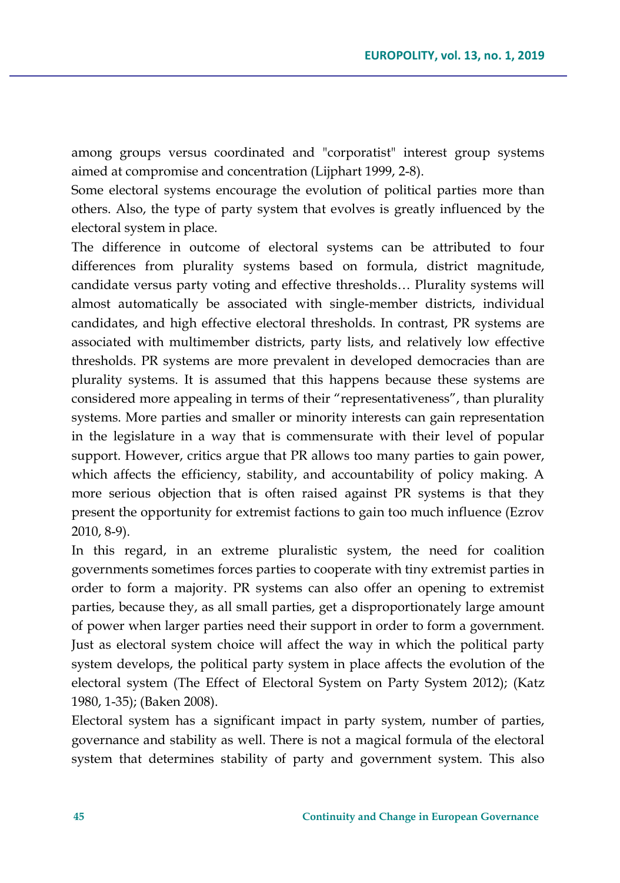among groups versus coordinated and "corporatist" interest group systems aimed at compromise and concentration (Lijphart 1999, 2-8).

Some electoral systems encourage the evolution of political parties more than others. Also, the type of party system that evolves is greatly influenced by the electoral system in place.

The difference in outcome of electoral systems can be attributed to four differences from plurality systems based on formula, district magnitude, candidate versus party voting and effective thresholds… Plurality systems will almost automatically be associated with single-member districts, individual candidates, and high effective electoral thresholds. In contrast, PR systems are associated with multimember districts, party lists, and relatively low effective thresholds. PR systems are more prevalent in developed democracies than are plurality systems. It is assumed that this happens because these systems are considered more appealing in terms of their "representativeness", than plurality systems. More parties and smaller or minority interests can gain representation in the legislature in a way that is commensurate with their level of popular support. However, critics argue that PR allows too many parties to gain power, which affects the efficiency, stability, and accountability of policy making. A more serious objection that is often raised against PR systems is that they present the opportunity for extremist factions to gain too much influence (Ezrov 2010, 8-9).

In this regard, in an extreme pluralistic system, the need for coalition governments sometimes forces parties to cooperate with tiny extremist parties in order to form a majority. PR systems can also offer an opening to extremist parties, because they, as all small parties, get a disproportionately large amount of power when larger parties need their support in order to form a government. Just as electoral system choice will affect the way in which the political party system develops, the political party system in place affects the evolution of the electoral system (The Effect of Electoral System on Party System 2012); (Katz 1980, 1-35); (Baken 2008).

Electoral system has a significant impact in party system, number of parties, governance and stability as well. There is not a magical formula of the electoral system that determines stability of party and government system. This also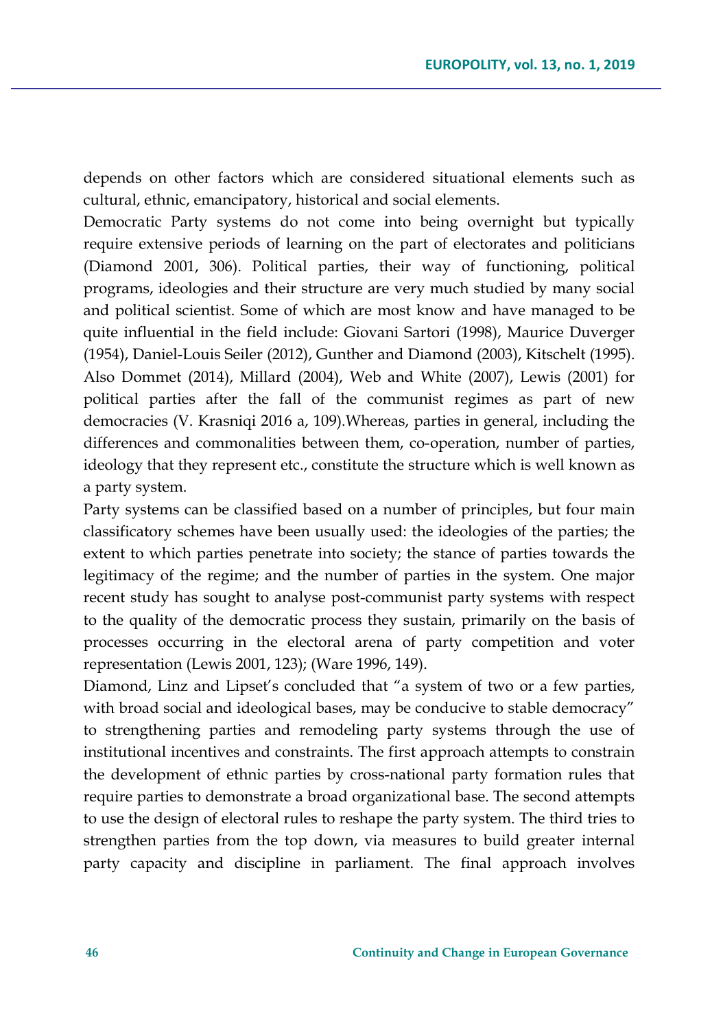depends on other factors which are considered situational elements such as cultural, ethnic, emancipatory, historical and social elements.

Democratic Party systems do not come into being overnight but typically require extensive periods of learning on the part of electorates and politicians (Diamond 2001, 306). Political parties, their way of functioning, political programs, ideologies and their structure are very much studied by many social and political scientist. Some of which are most know and have managed to be quite influential in the field include: Giovani Sartori (1998), Maurice Duverger (1954), Daniel-Louis Seiler (2012), Gunther and Diamond (2003), Kitschelt (1995). Also Dommet (2014), Millard (2004), Web and White (2007), Lewis (2001) for political parties after the fall of the communist regimes as part of new democracies (V. Krasniqi 2016 a, 109).Whereas, parties in general, including the differences and commonalities between them, co-operation, number of parties, ideology that they represent etc., constitute the structure which is well known as a party system.

Party systems can be classified based on a number of principles, but four main classificatory schemes have been usually used: the ideologies of the parties; the extent to which parties penetrate into society; the stance of parties towards the legitimacy of the regime; and the number of parties in the system. One major recent study has sought to analyse post-communist party systems with respect to the quality of the democratic process they sustain, primarily on the basis of processes occurring in the electoral arena of party competition and voter representation (Lewis 2001, 123); (Ware 1996, 149).

Diamond, Linz and Lipset's concluded that "a system of two or a few parties, with broad social and ideological bases, may be conducive to stable democracy" to strengthening parties and remodeling party systems through the use of institutional incentives and constraints. The first approach attempts to constrain the development of ethnic parties by cross-national party formation rules that require parties to demonstrate a broad organizational base. The second attempts to use the design of electoral rules to reshape the party system. The third tries to strengthen parties from the top down, via measures to build greater internal party capacity and discipline in parliament. The final approach involves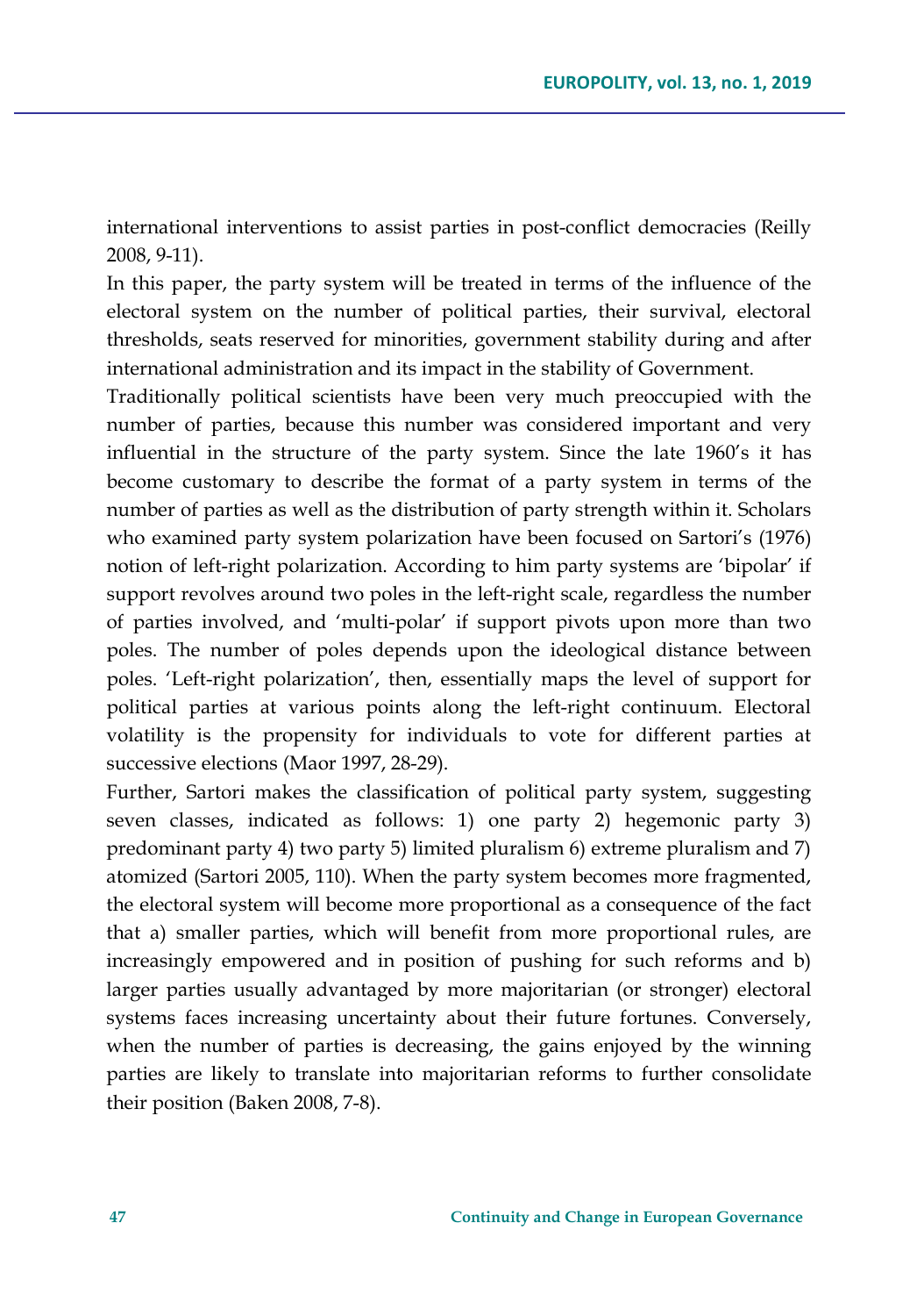international interventions to assist parties in post-conflict democracies (Reilly 2008, 9-11).

In this paper, the party system will be treated in terms of the influence of the electoral system on the number of political parties, their survival, electoral thresholds, seats reserved for minorities, government stability during and after international administration and its impact in the stability of Government.

Traditionally political scientists have been very much preoccupied with the number of parties, because this number was considered important and very influential in the structure of the party system. Since the late 1960's it has become customary to describe the format of a party system in terms of the number of parties as well as the distribution of party strength within it. Scholars who examined party system polarization have been focused on Sartori's (1976) notion of left-right polarization. According to him party systems are 'bipolar' if support revolves around two poles in the left-right scale, regardless the number of parties involved, and 'multi-polar' if support pivots upon more than two poles. The number of poles depends upon the ideological distance between poles. 'Left-right polarization', then, essentially maps the level of support for political parties at various points along the left-right continuum. Electoral volatility is the propensity for individuals to vote for different parties at successive elections (Maor 1997, 28-29).

Further, Sartori makes the classification of political party system, suggesting seven classes, indicated as follows: 1) one party 2) hegemonic party 3) predominant party 4) two party 5) limited pluralism 6) extreme pluralism and 7) atomized (Sartori 2005, 110). When the party system becomes more fragmented, the electoral system will become more proportional as a consequence of the fact that a) smaller parties, which will benefit from more proportional rules, are increasingly empowered and in position of pushing for such reforms and b) larger parties usually advantaged by more majoritarian (or stronger) electoral systems faces increasing uncertainty about their future fortunes. Conversely, when the number of parties is decreasing, the gains enjoyed by the winning parties are likely to translate into majoritarian reforms to further consolidate their position (Baken 2008, 7-8).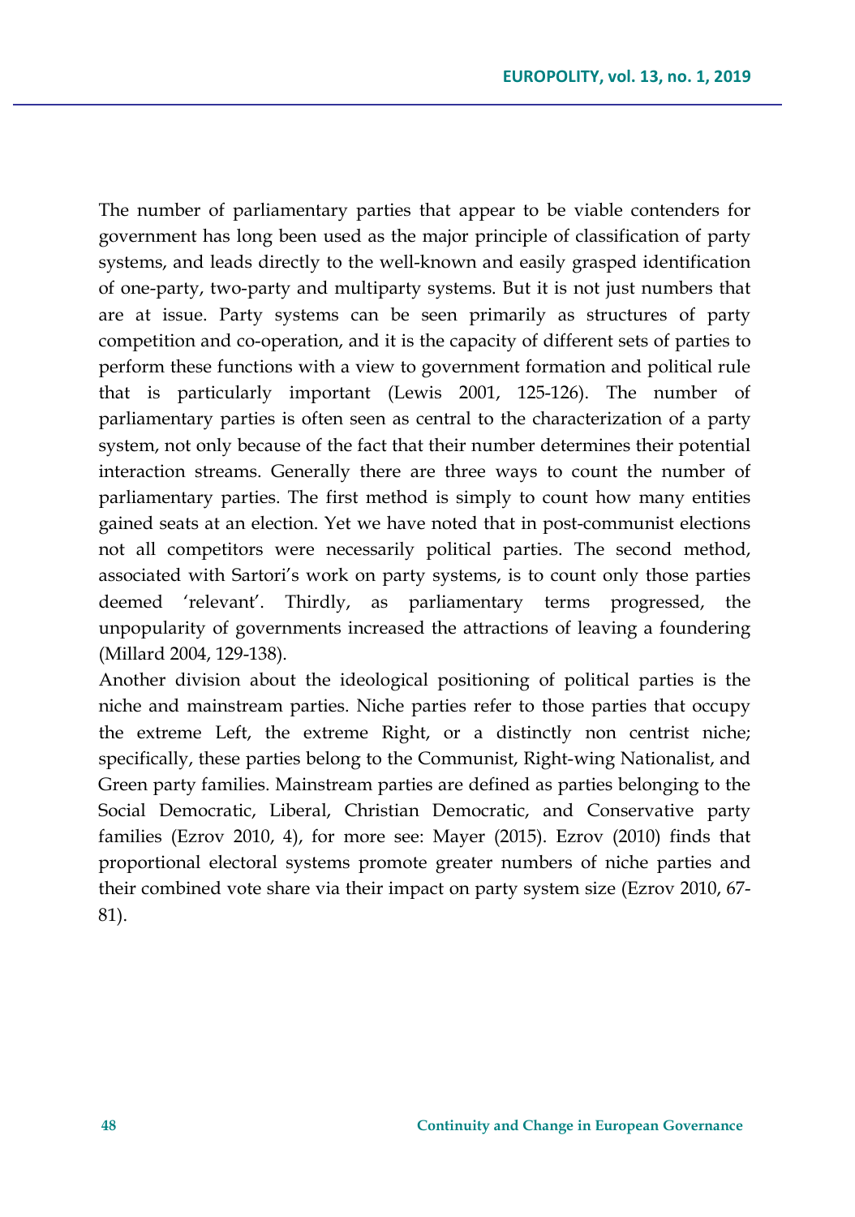The number of parliamentary parties that appear to be viable contenders for government has long been used as the major principle of classification of party systems, and leads directly to the well-known and easily grasped identification of one-party, two-party and multiparty systems. But it is not just numbers that are at issue. Party systems can be seen primarily as structures of party competition and co-operation, and it is the capacity of different sets of parties to perform these functions with a view to government formation and political rule that is particularly important (Lewis 2001, 125-126). The number of parliamentary parties is often seen as central to the characterization of a party system, not only because of the fact that their number determines their potential interaction streams. Generally there are three ways to count the number of parliamentary parties. The first method is simply to count how many entities gained seats at an election. Yet we have noted that in post-communist elections not all competitors were necessarily political parties. The second method, associated with Sartori's work on party systems, is to count only those parties deemed 'relevant'. Thirdly, as parliamentary terms progressed, the unpopularity of governments increased the attractions of leaving a foundering (Millard 2004, 129-138).

Another division about the ideological positioning of political parties is the niche and mainstream parties. Niche parties refer to those parties that occupy the extreme Left, the extreme Right, or a distinctly non centrist niche; specifically, these parties belong to the Communist, Right-wing Nationalist, and Green party families. Mainstream parties are defined as parties belonging to the Social Democratic, Liberal, Christian Democratic, and Conservative party families (Ezrov 2010, 4), for more see: Mayer (2015). Ezrov (2010) finds that proportional electoral systems promote greater numbers of niche parties and their combined vote share via their impact on party system size (Ezrov 2010, 67-81).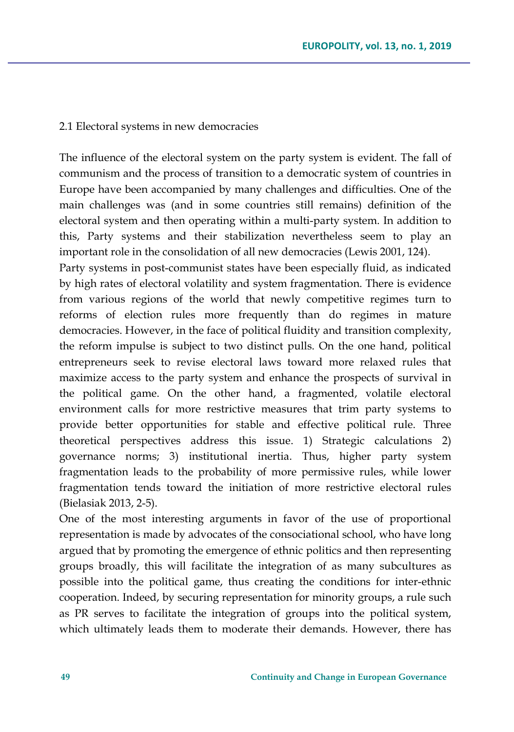### 2.1 Electoral systems in new democracies

The influence of the electoral system on the party system is evident. The fall of communism and the process of transition to a democratic system of countries in Europe have been accompanied by many challenges and difficulties. One of the main challenges was (and in some countries still remains) definition of the electoral system and then operating within a multi-party system. In addition to this, Party systems and their stabilization nevertheless seem to play an important role in the consolidation of all new democracies (Lewis 2001, 124).

Party systems in post-communist states have been especially fluid, as indicated by high rates of electoral volatility and system fragmentation. There is evidence from various regions of the world that newly competitive regimes turn to reforms of election rules more frequently than do regimes in mature democracies. However, in the face of political fluidity and transition complexity, the reform impulse is subject to two distinct pulls. On the one hand, political entrepreneurs seek to revise electoral laws toward more relaxed rules that maximize access to the party system and enhance the prospects of survival in the political game. On the other hand, a fragmented, volatile electoral environment calls for more restrictive measures that trim party systems to provide better opportunities for stable and effective political rule. Three theoretical perspectives address this issue. 1) Strategic calculations 2) governance norms; 3) institutional inertia. Thus, higher party system fragmentation leads to the probability of more permissive rules, while lower fragmentation tends toward the initiation of more restrictive electoral rules (Bielasiak 2013, 2-5).

One of the most interesting arguments in favor of the use of proportional representation is made by advocates of the consociational school, who have long argued that by promoting the emergence of ethnic politics and then representing groups broadly, this will facilitate the integration of as many subcultures as possible into the political game, thus creating the conditions for inter-ethnic cooperation. Indeed, by securing representation for minority groups, a rule such as PR serves to facilitate the integration of groups into the political system, which ultimately leads them to moderate their demands. However, there has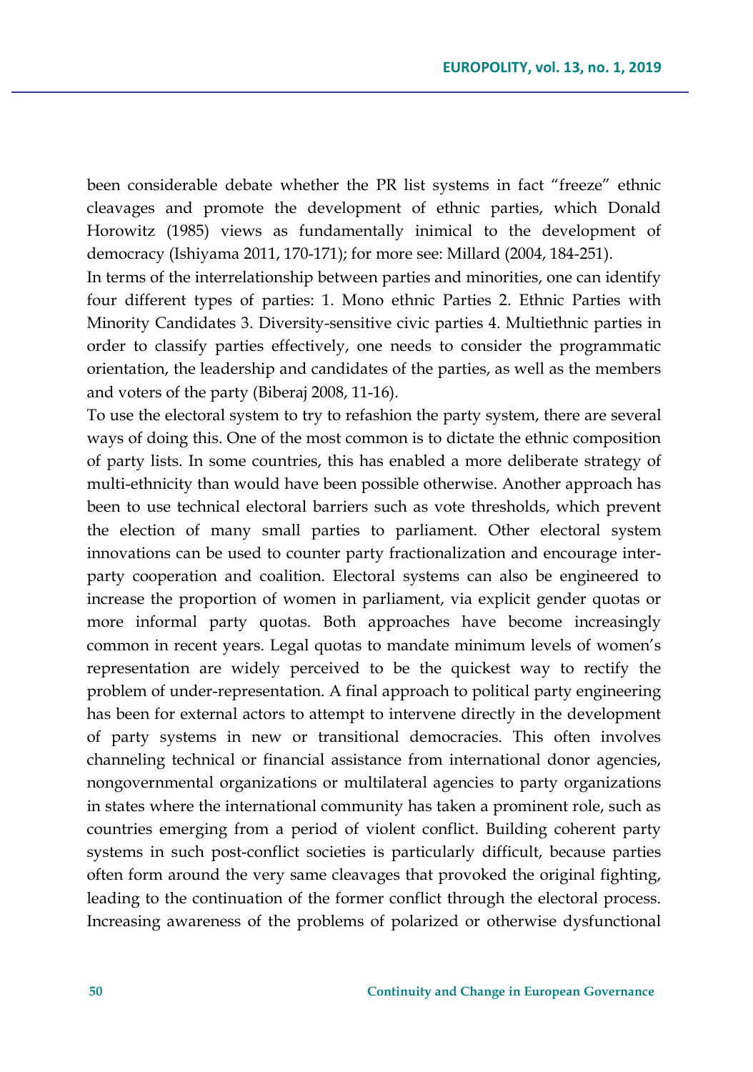been considerable debate whether the PR list systems in fact "freeze" ethnic cleavages and promote the development of ethnic parties, which Donald Horowitz (1985) views as fundamentally inimical to the development of democracy (Ishiyama 2011, 170-171); for more see: Millard (2004, 184-251).

In terms of the interrelationship between parties and minorities, one can identify four different types of parties: 1. Mono ethnic Parties 2. Ethnic Parties with Minority Candidates 3. Diversity-sensitive civic parties 4. Multiethnic parties in order to classify parties effectively, one needs to consider the programmatic orientation, the leadership and candidates of the parties, as well as the members and voters of the party (Biberaj 2008, 11-16).

To use the electoral system to try to refashion the party system, there are several ways of doing this. One of the most common is to dictate the ethnic composition of party lists. In some countries, this has enabled a more deliberate strategy of multi-ethnicity than would have been possible otherwise. Another approach has been to use technical electoral barriers such as vote thresholds, which prevent the election of many small parties to parliament. Other electoral system innovations can be used to counter party fractionalization and encourage inter-party cooperation and coalition. Electoral systems can also be engineered to increase the proportion of women in parliament, via explicit gender quotas or more informal party quotas. Both approaches have become increasingly common in recent years. Legal quotas to mandate minimum levels of women's representation are widely perceived to be the quickest way to rectify the problem of under-representation. A final approach to political party engineering has been for external actors to attempt to intervene directly in the development of party systems in new or transitional democracies. This often involves channeling technical or financial assistance from international donor agencies, nongovernmental organizations or multilateral agencies to party organizations in states where the international community has taken a prominent role, such as countries emerging from a period of violent conflict. Building coherent party systems in such post-conflict societies is particularly difficult, because parties often form around the very same cleavages that provoked the original fighting, leading to the continuation of the former conflict through the electoral process. Increasing awareness of the problems of polarized or otherwise dysfunctional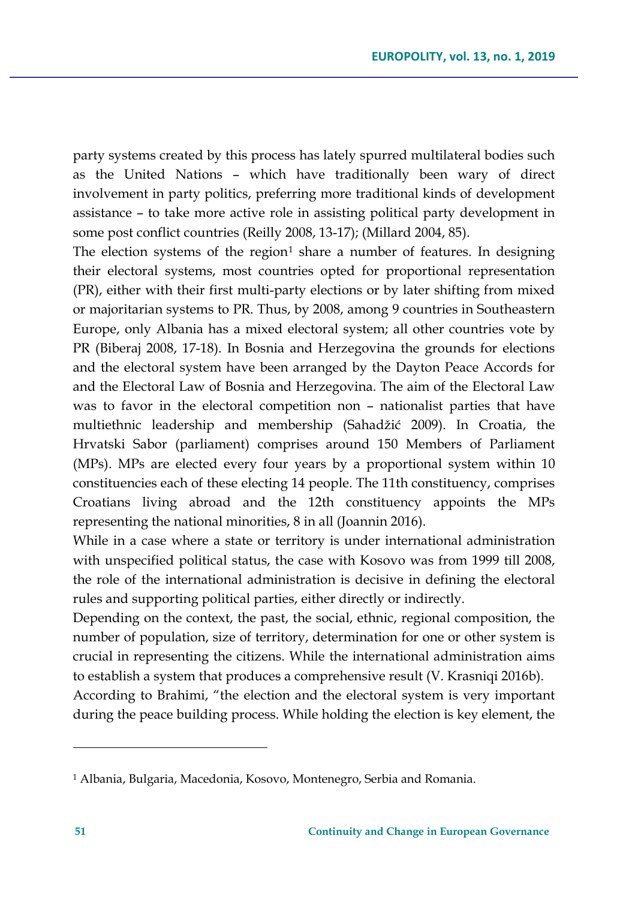party systems created by this process has lately spurred multilateral bodies such as the United Nations – which have traditionally been wary of direct involvement in party politics, preferring more traditional kinds of development assistance – to take more active role in assisting political party development in some post conflict countries (Reilly 2008, 13-17); (Millard 2004, 85).

The election systems of the region[1] share a number of features. In designing their electoral systems, most countries opted for proportional representation (PR), either with their first multi-party elections or by later shifting from mixed or majoritarian systems to PR. Thus, by 2008, among 9 countries in Southeastern Europe, only Albania has a mixed electoral system; all other countries vote by PR (Biberaj 2008, 17-18). In Bosnia and Herzegovina the grounds for elections and the electoral system have been arranged by the Dayton Peace Accords for and the Electoral Law of Bosnia and Herzegovina. The aim of the Electoral Law was to favor in the electoral competition non – nationalist parties that have multiethnic leadership and membership (Sahadžić 2009). In Croatia, the Hrvatski Sabor (parliament) comprises around 150 Members of Parliament (MPs). MPs are elected every four years by a proportional system within 10 constituencies each of these electing 14 people. The 11th constituency, comprises Croatians living abroad and the 12th constituency appoints the MPs representing the national minorities, 8 in all (Joannin 2016).

While in a case where a state or territory is under international administration with unspecified political status, the case with Kosovo was from 1999 till 2008, the role of the international administration is decisive in defining the electoral rules and supporting political parties, either directly or indirectly.

Depending on the context, the past, the social, ethnic, regional composition, the number of population, size of territory, determination for one or other system is crucial in representing the citizens. While the international administration aims to establish a system that produces a comprehensive result (V. Krasniqi 2016b).

According to Brahimi, "the election and the electoral system is very important during the peace building process. While holding the election is key element, the

---

[1] Albania, Bulgaria, Macedonia, Kosovo, Montenegro, Serbia and Romania.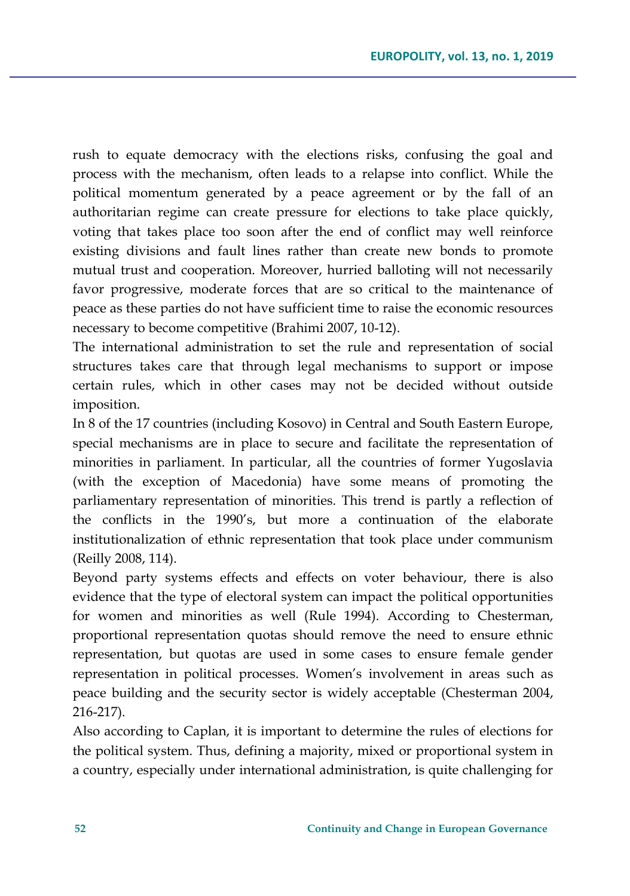rush to equate democracy with the elections risks, confusing the goal and process with the mechanism, often leads to a relapse into conflict. While the political momentum generated by a peace agreement or by the fall of an authoritarian regime can create pressure for elections to take place quickly, voting that takes place too soon after the end of conflict may well reinforce existing divisions and fault lines rather than create new bonds to promote mutual trust and cooperation. Moreover, hurried balloting will not necessarily favor progressive, moderate forces that are so critical to the maintenance of peace as these parties do not have sufficient time to raise the economic resources necessary to become competitive (Brahimi 2007, 10-12).

The international administration to set the rule and representation of social structures takes care that through legal mechanisms to support or impose certain rules, which in other cases may not be decided without outside imposition.

In 8 of the 17 countries (including Kosovo) in Central and South Eastern Europe, special mechanisms are in place to secure and facilitate the representation of minorities in parliament. In particular, all the countries of former Yugoslavia (with the exception of Macedonia) have some means of promoting the parliamentary representation of minorities. This trend is partly a reflection of the conflicts in the 1990's, but more a continuation of the elaborate institutionalization of ethnic representation that took place under communism (Reilly 2008, 114).

Beyond party systems effects and effects on voter behaviour, there is also evidence that the type of electoral system can impact the political opportunities for women and minorities as well (Rule 1994). According to Chesterman, proportional representation quotas should remove the need to ensure ethnic representation, but quotas are used in some cases to ensure female gender representation in political processes. Women's involvement in areas such as peace building and the security sector is widely acceptable (Chesterman 2004, 216-217).

Also according to Caplan, it is important to determine the rules of elections for the political system. Thus, defining a majority, mixed or proportional system in a country, especially under international administration, is quite challenging for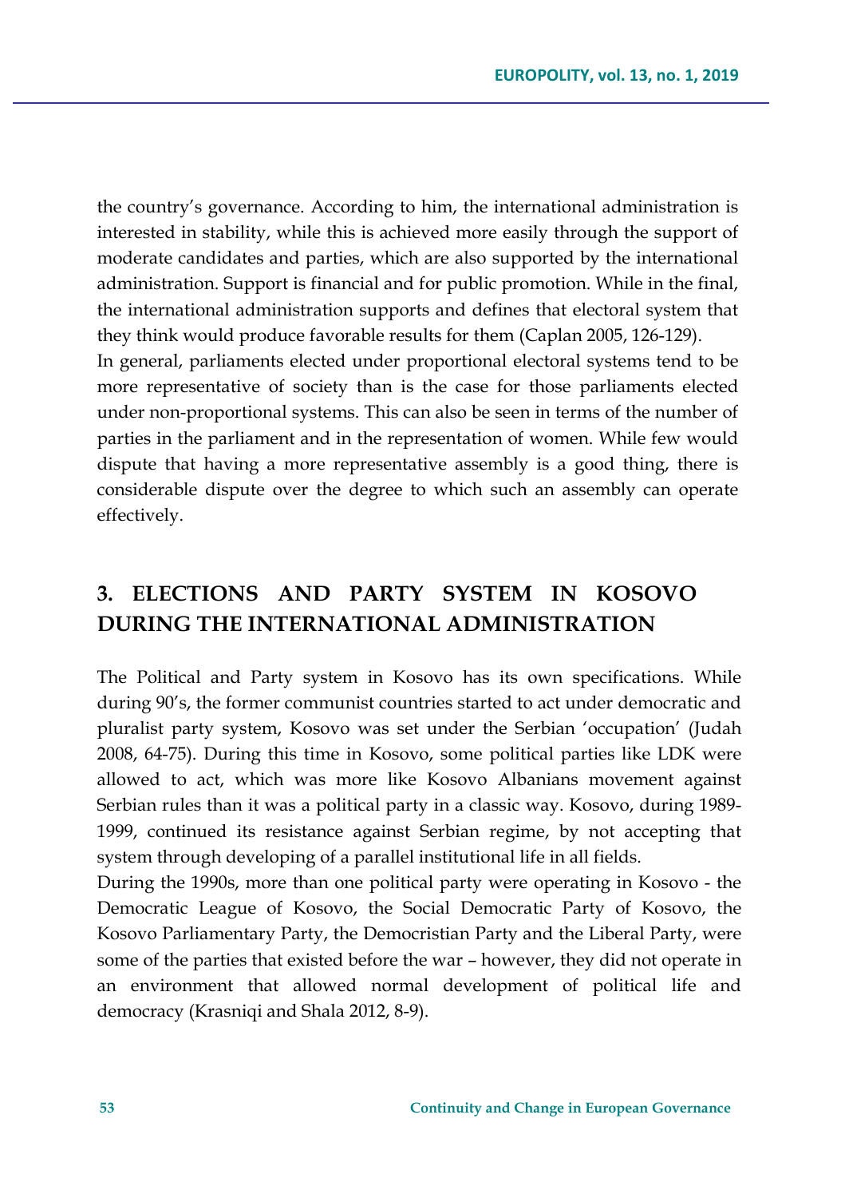the country's governance. According to him, the international administration is interested in stability, while this is achieved more easily through the support of moderate candidates and parties, which are also supported by the international administration. Support is financial and for public promotion. While in the final, the international administration supports and defines that electoral system that they think would produce favorable results for them (Caplan 2005, 126-129).

In general, parliaments elected under proportional electoral systems tend to be more representative of society than is the case for those parliaments elected under non-proportional systems. This can also be seen in terms of the number of parties in the parliament and in the representation of women. While few would dispute that having a more representative assembly is a good thing, there is considerable dispute over the degree to which such an assembly can operate effectively.

## 3. ELECTIONS AND PARTY SYSTEM IN KOSOVO DURING THE INTERNATIONAL ADMINISTRATION

The Political and Party system in Kosovo has its own specifications. While during 90's, the former communist countries started to act under democratic and pluralist party system, Kosovo was set under the Serbian 'occupation' (Judah 2008, 64-75). During this time in Kosovo, some political parties like LDK were allowed to act, which was more like Kosovo Albanians movement against Serbian rules than it was a political party in a classic way. Kosovo, during 1989-1999, continued its resistance against Serbian regime, by not accepting that system through developing of a parallel institutional life in all fields.

During the 1990s, more than one political party were operating in Kosovo - the Democratic League of Kosovo, the Social Democratic Party of Kosovo, the Kosovo Parliamentary Party, the Democristian Party and the Liberal Party, were some of the parties that existed before the war – however, they did not operate in an environment that allowed normal development of political life and democracy (Krasniqi and Shala 2012, 8-9).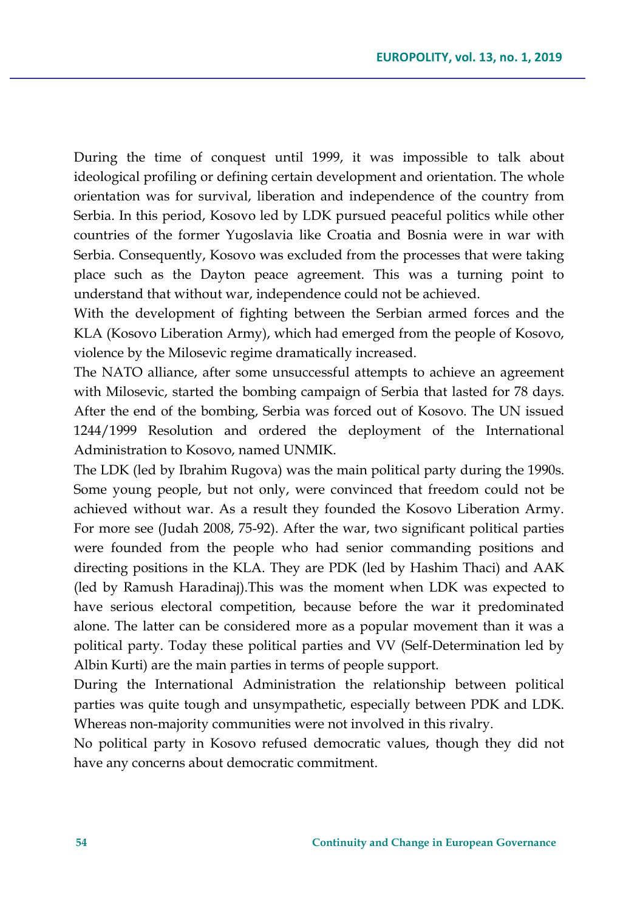During the time of conquest until 1999, it was impossible to talk about ideological profiling or defining certain development and orientation. The whole orientation was for survival, liberation and independence of the country from Serbia. In this period, Kosovo led by LDK pursued peaceful politics while other countries of the former Yugoslavia like Croatia and Bosnia were in war with Serbia. Consequently, Kosovo was excluded from the processes that were taking place such as the Dayton peace agreement. This was a turning point to understand that without war, independence could not be achieved.

With the development of fighting between the Serbian armed forces and the KLA (Kosovo Liberation Army), which had emerged from the people of Kosovo, violence by the Milosevic regime dramatically increased.

The NATO alliance, after some unsuccessful attempts to achieve an agreement with Milosevic, started the bombing campaign of Serbia that lasted for 78 days. After the end of the bombing, Serbia was forced out of Kosovo. The UN issued 1244/1999 Resolution and ordered the deployment of the International Administration to Kosovo, named UNMIK.

The LDK (led by Ibrahim Rugova) was the main political party during the 1990s. Some young people, but not only, were convinced that freedom could not be achieved without war. As a result they founded the Kosovo Liberation Army. For more see (Judah 2008, 75-92). After the war, two significant political parties were founded from the people who had senior commanding positions and directing positions in the KLA. They are PDK (led by Hashim Thaci) and AAK (led by Ramush Haradinaj).This was the moment when LDK was expected to have serious electoral competition, because before the war it predominated alone. The latter can be considered more as a popular movement than it was a political party. Today these political parties and VV (Self-Determination led by Albin Kurti) are the main parties in terms of people support.

During the International Administration the relationship between political parties was quite tough and unsympathetic, especially between PDK and LDK. Whereas non-majority communities were not involved in this rivalry.

No political party in Kosovo refused democratic values, though they did not have any concerns about democratic commitment.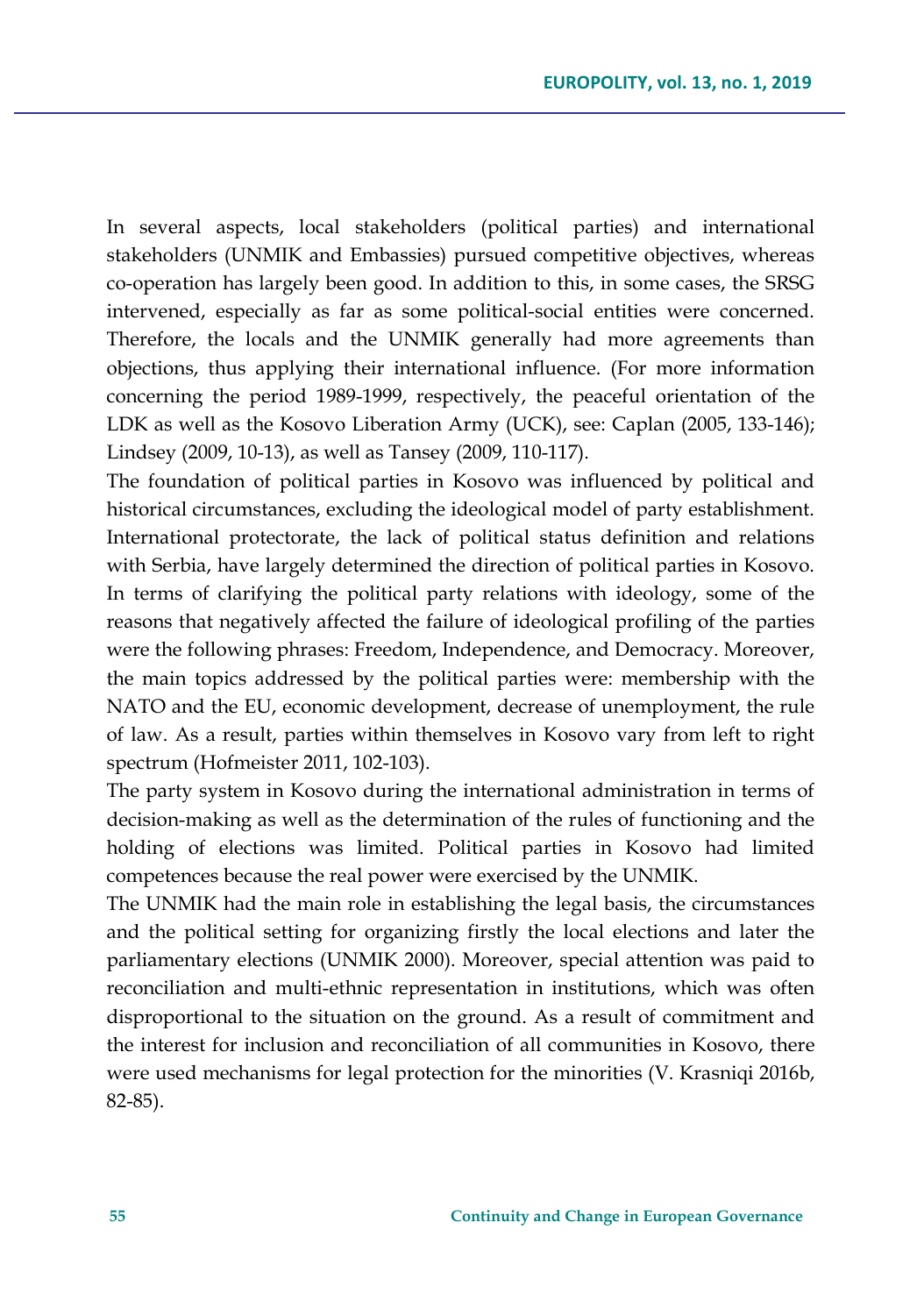In several aspects, local stakeholders (political parties) and international stakeholders (UNMIK and Embassies) pursued competitive objectives, whereas co-operation has largely been good. In addition to this, in some cases, the SRSG intervened, especially as far as some political-social entities were concerned. Therefore, the locals and the UNMIK generally had more agreements than objections, thus applying their international influence. (For more information concerning the period 1989-1999, respectively, the peaceful orientation of the LDK as well as the Kosovo Liberation Army (UCK), see: Caplan (2005, 133-146); Lindsey (2009, 10-13), as well as Tansey (2009, 110-117).

The foundation of political parties in Kosovo was influenced by political and historical circumstances, excluding the ideological model of party establishment. International protectorate, the lack of political status definition and relations with Serbia, have largely determined the direction of political parties in Kosovo. In terms of clarifying the political party relations with ideology, some of the reasons that negatively affected the failure of ideological profiling of the parties were the following phrases: Freedom, Independence, and Democracy. Moreover, the main topics addressed by the political parties were: membership with the NATO and the EU, economic development, decrease of unemployment, the rule of law. As a result, parties within themselves in Kosovo vary from left to right spectrum (Hofmeister 2011, 102-103).

The party system in Kosovo during the international administration in terms of decision-making as well as the determination of the rules of functioning and the holding of elections was limited. Political parties in Kosovo had limited competences because the real power were exercised by the UNMIK.

The UNMIK had the main role in establishing the legal basis, the circumstances and the political setting for organizing firstly the local elections and later the parliamentary elections (UNMIK 2000). Moreover, special attention was paid to reconciliation and multi-ethnic representation in institutions, which was often disproportional to the situation on the ground. As a result of commitment and the interest for inclusion and reconciliation of all communities in Kosovo, there were used mechanisms for legal protection for the minorities (V. Krasniqi 2016b, 82-85).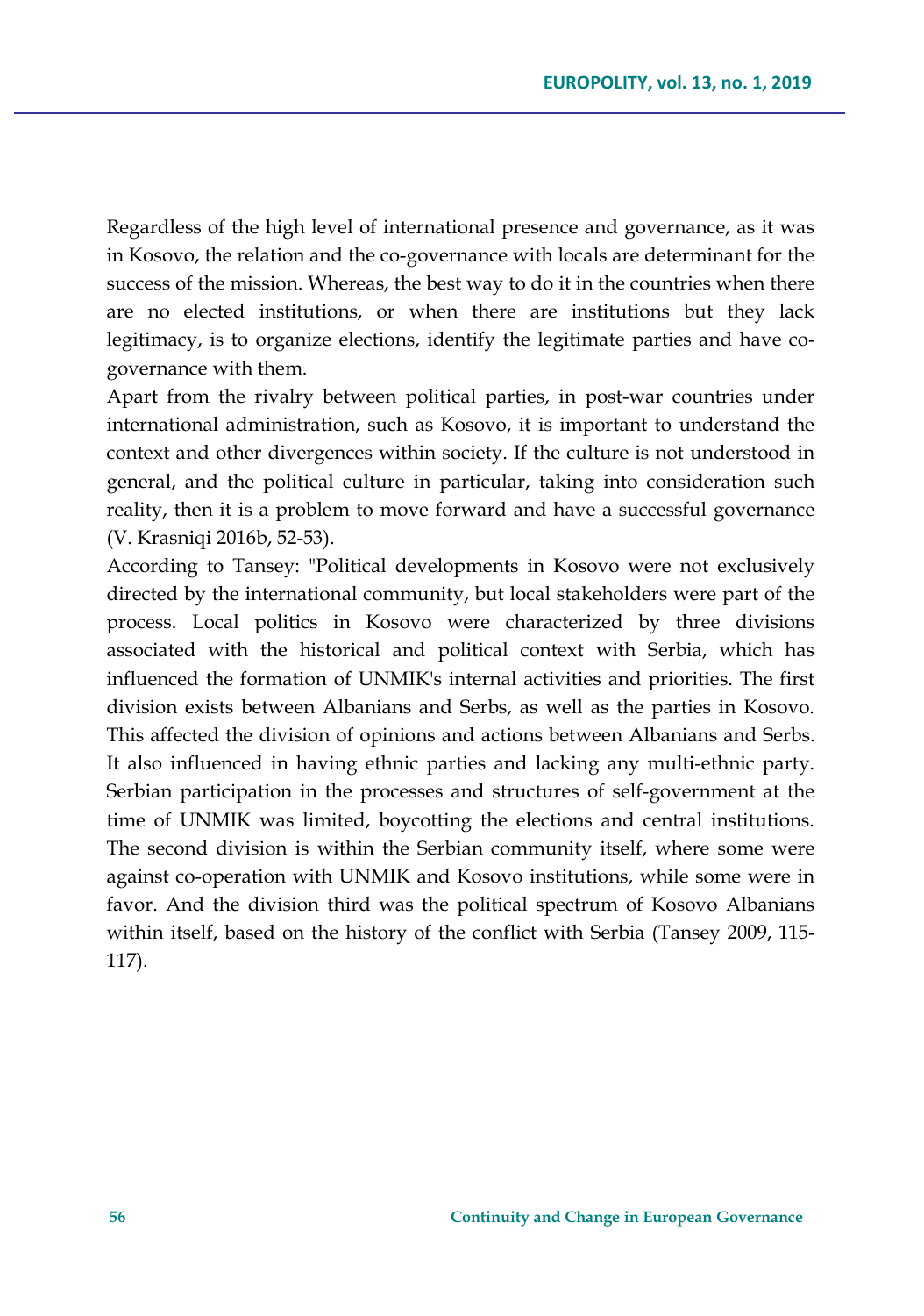Regardless of the high level of international presence and governance, as it was in Kosovo, the relation and the co-governance with locals are determinant for the success of the mission. Whereas, the best way to do it in the countries when there are no elected institutions, or when there are institutions but they lack legitimacy, is to organize elections, identify the legitimate parties and have co-governance with them.

Apart from the rivalry between political parties, in post-war countries under international administration, such as Kosovo, it is important to understand the context and other divergences within society. If the culture is not understood in general, and the political culture in particular, taking into consideration such reality, then it is a problem to move forward and have a successful governance (V. Krasniqi 2016b, 52-53).

According to Tansey: "Political developments in Kosovo were not exclusively directed by the international community, but local stakeholders were part of the process. Local politics in Kosovo were characterized by three divisions associated with the historical and political context with Serbia, which has influenced the formation of UNMIK's internal activities and priorities. The first division exists between Albanians and Serbs, as well as the parties in Kosovo. This affected the division of opinions and actions between Albanians and Serbs. It also influenced in having ethnic parties and lacking any multi-ethnic party. Serbian participation in the processes and structures of self-government at the time of UNMIK was limited, boycotting the elections and central institutions. The second division is within the Serbian community itself, where some were against co-operation with UNMIK and Kosovo institutions, while some were in favor. And the division third was the political spectrum of Kosovo Albanians within itself, based on the history of the conflict with Serbia (Tansey 2009, 115-117).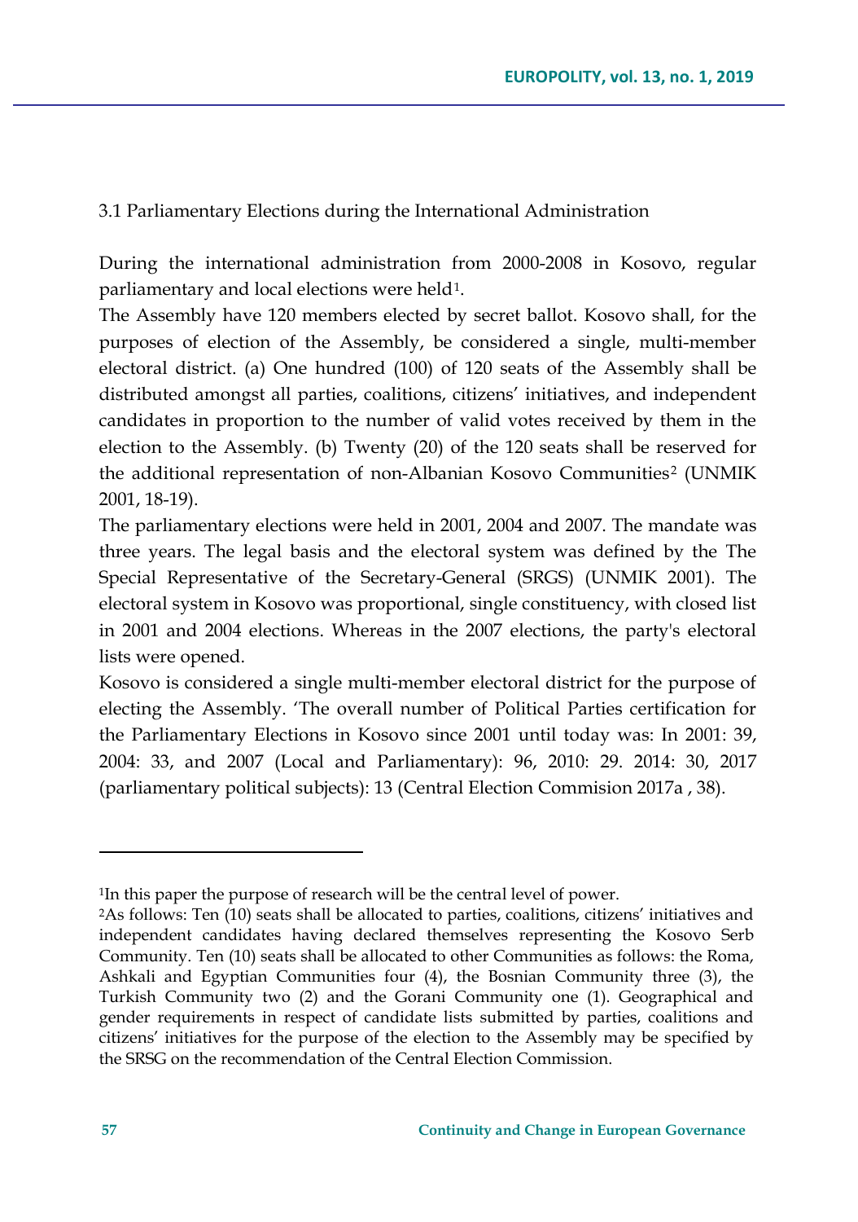### 3.1 Parliamentary Elections during the International Administration

During the international administration from 2000-2008 in Kosovo, regular parliamentary and local elections were held[1].

The Assembly have 120 members elected by secret ballot. Kosovo shall, for the purposes of election of the Assembly, be considered a single, multi-member electoral district. (a) One hundred (100) of 120 seats of the Assembly shall be distributed amongst all parties, coalitions, citizens' initiatives, and independent candidates in proportion to the number of valid votes received by them in the election to the Assembly. (b) Twenty (20) of the 120 seats shall be reserved for the additional representation of non-Albanian Kosovo Communities[2] (UNMIK 2001, 18-19).

The parliamentary elections were held in 2001, 2004 and 2007. The mandate was three years. The legal basis and the electoral system was defined by the The Special Representative of the Secretary-General (SRGS) (UNMIK 2001). The electoral system in Kosovo was proportional, single constituency, with closed list in 2001 and 2004 elections. Whereas in the 2007 elections, the party's electoral lists were opened.

Kosovo is considered a single multi-member electoral district for the purpose of electing the Assembly. 'The overall number of Political Parties certification for the Parliamentary Elections in Kosovo since 2001 until today was: In 2001: 39, 2004: 33, and 2007 (Local and Parliamentary): 96, 2010: 29. 2014: 30, 2017 (parliamentary political subjects): 13 (Central Election Commision 2017a , 38).

---

[1]In this paper the purpose of research will be the central level of power.

[2]As follows: Ten (10) seats shall be allocated to parties, coalitions, citizens' initiatives and independent candidates having declared themselves representing the Kosovo Serb Community. Ten (10) seats shall be allocated to other Communities as follows: the Roma, Ashkali and Egyptian Communities four (4), the Bosnian Community three (3), the Turkish Community two (2) and the Gorani Community one (1). Geographical and gender requirements in respect of candidate lists submitted by parties, coalitions and citizens' initiatives for the purpose of the election to the Assembly may be specified by the SRSG on the recommendation of the Central Election Commission.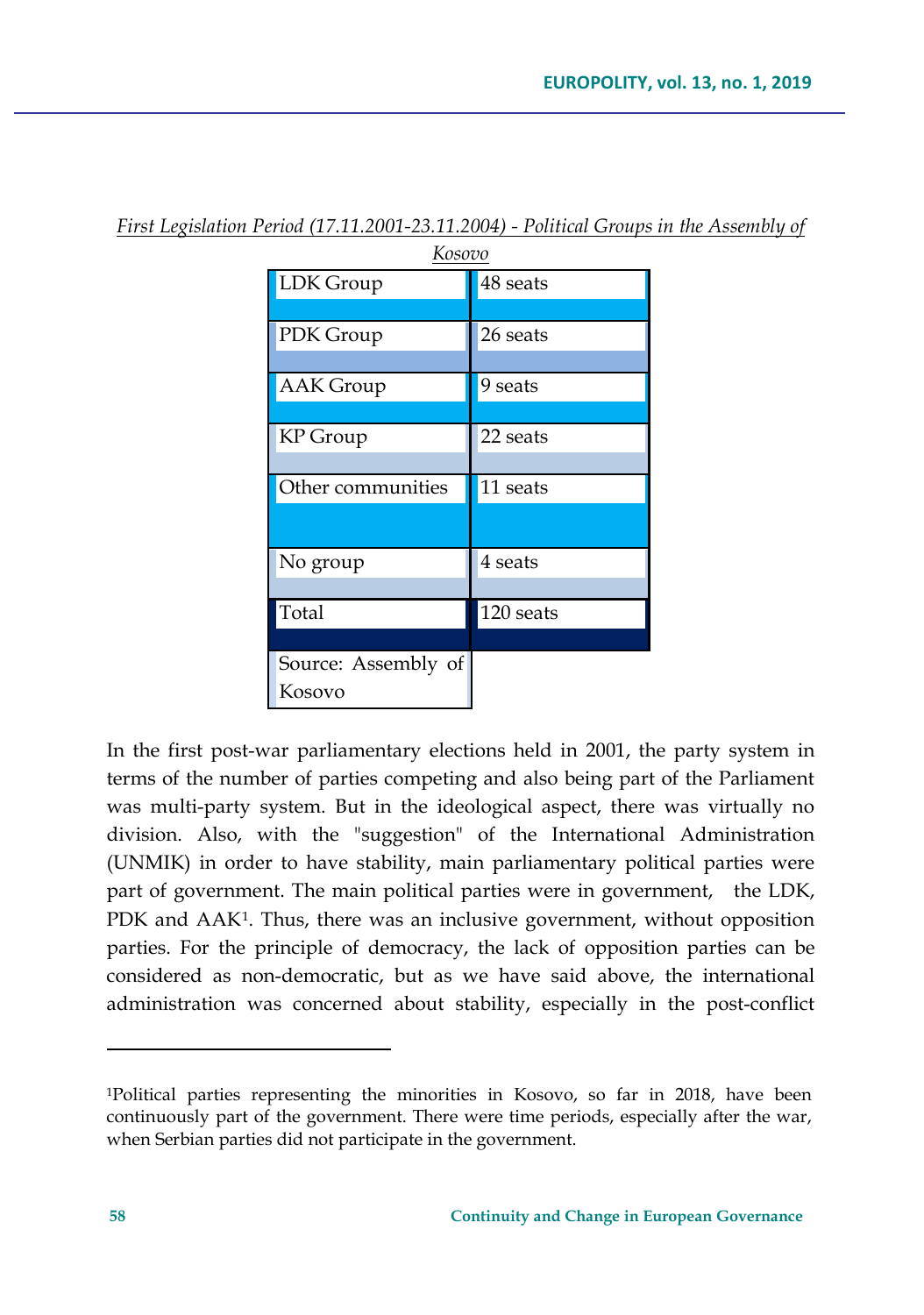*First Legislation Period (17.11.2001-23.11.2004) - Political Groups in the Assembly of Kosovo*

| | |
|---|---|
| LDK Group | 48 seats |
| PDK Group | 26 seats |
| AAK Group | 9 seats |
| KP Group | 22 seats |
| Other communities | 11 seats |
| No group | 4 seats |
| Total | 120 seats |
| Source: Assembly of Kosovo | |

In the first post-war parliamentary elections held in 2001, the party system in terms of the number of parties competing and also being part of the Parliament was multi-party system. But in the ideological aspect, there was virtually no division. Also, with the "suggestion" of the International Administration (UNMIK) in order to have stability, main parliamentary political parties were part of government. The main political parties were in government, the LDK, PDK and AAK[1]. Thus, there was an inclusive government, without opposition parties. For the principle of democracy, the lack of opposition parties can be considered as non-democratic, but as we have said above, the international administration was concerned about stability, especially in the post-conflict

[1]Political parties representing the minorities in Kosovo, so far in 2018, have been continuously part of the government. There were time periods, especially after the war, when Serbian parties did not participate in the government.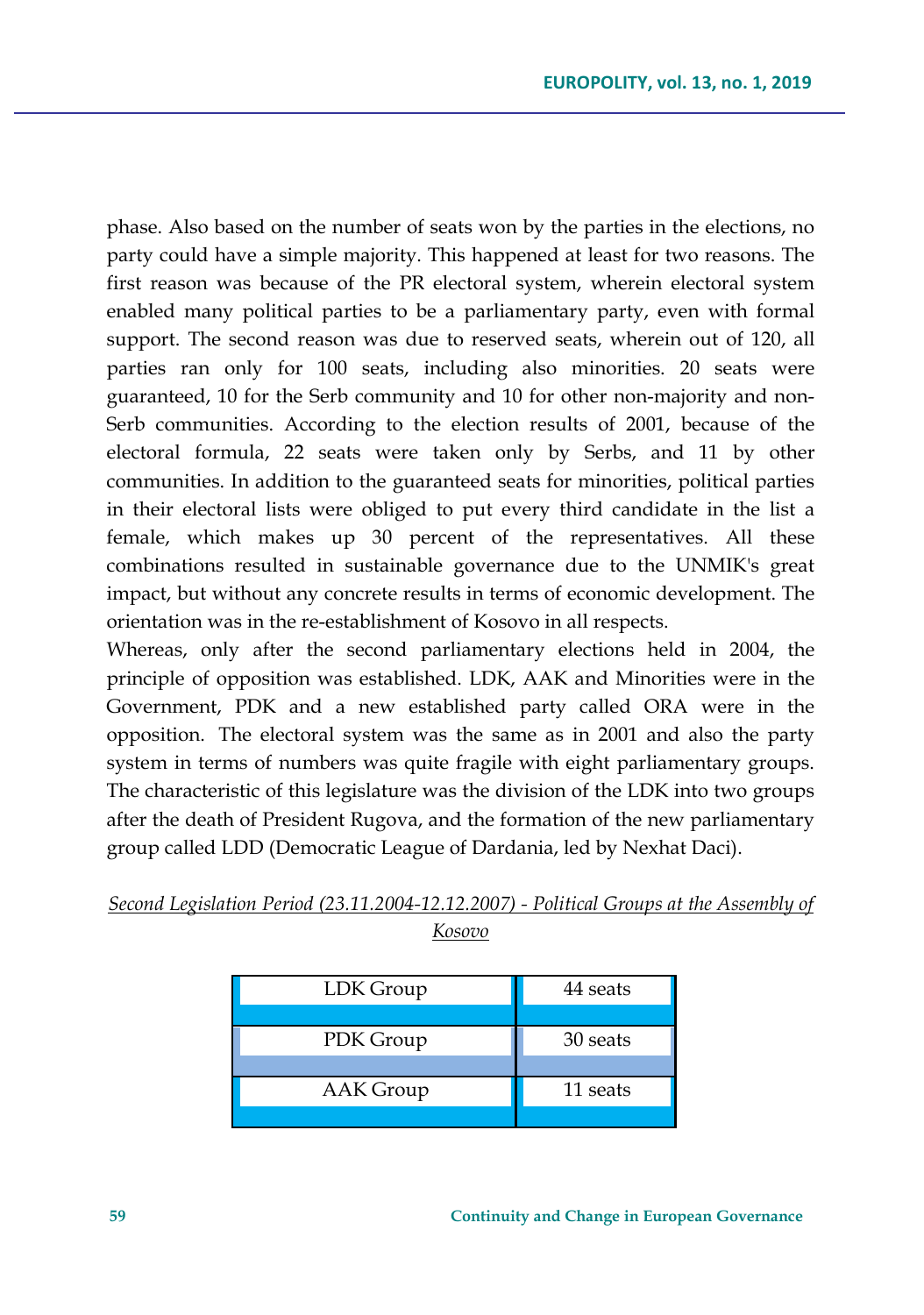phase. Also based on the number of seats won by the parties in the elections, no party could have a simple majority. This happened at least for two reasons. The first reason was because of the PR electoral system, wherein electoral system enabled many political parties to be a parliamentary party, even with formal support. The second reason was due to reserved seats, wherein out of 120, all parties ran only for 100 seats, including also minorities. 20 seats were guaranteed, 10 for the Serb community and 10 for other non-majority and non-Serb communities. According to the election results of 2001, because of the electoral formula, 22 seats were taken only by Serbs, and 11 by other communities. In addition to the guaranteed seats for minorities, political parties in their electoral lists were obliged to put every third candidate in the list a female, which makes up 30 percent of the representatives. All these combinations resulted in sustainable governance due to the UNMIK's great impact, but without any concrete results in terms of economic development. The orientation was in the re-establishment of Kosovo in all respects.

Whereas, only after the second parliamentary elections held in 2004, the principle of opposition was established. LDK, AAK and Minorities were in the Government, PDK and a new established party called ORA were in the opposition. The electoral system was the same as in 2001 and also the party system in terms of numbers was quite fragile with eight parliamentary groups. The characteristic of this legislature was the division of the LDK into two groups after the death of President Rugova, and the formation of the new parliamentary group called LDD (Democratic League of Dardania, led by Nexhat Daci).

*Second Legislation Period (23.11.2004-12.12.2007) - Political Groups at the Assembly of Kosovo*

| | |
|---|---|
| LDK Group | 44 seats |
| PDK Group | 30 seats |
| AAK Group | 11 seats |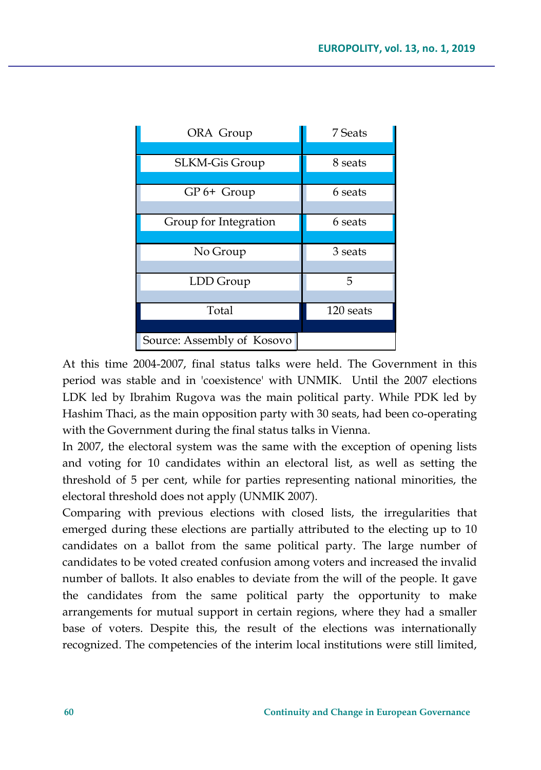| ORA Group | 7 Seats |
| --- | --- |
| SLKM-Gis Group | 8 seats |
| GP 6+ Group | 6 seats |
| Group for Integration | 6 seats |
| No Group | 3 seats |
| LDD Group | 5 |
| Total | 120 seats |

Source: Assembly of Kosovo

At this time 2004-2007, final status talks were held. The Government in this period was stable and in 'coexistence' with UNMIK. Until the 2007 elections LDK led by Ibrahim Rugova was the main political party. While PDK led by Hashim Thaci, as the main opposition party with 30 seats, had been co-operating with the Government during the final status talks in Vienna.

In 2007, the electoral system was the same with the exception of opening lists and voting for 10 candidates within an electoral list, as well as setting the threshold of 5 per cent, while for parties representing national minorities, the electoral threshold does not apply (UNMIK 2007).

Comparing with previous elections with closed lists, the irregularities that emerged during these elections are partially attributed to the electing up to 10 candidates on a ballot from the same political party. The large number of candidates to be voted created confusion among voters and increased the invalid number of ballots. It also enables to deviate from the will of the people. It gave the candidates from the same political party the opportunity to make arrangements for mutual support in certain regions, where they had a smaller base of voters. Despite this, the result of the elections was internationally recognized. The competencies of the interim local institutions were still limited,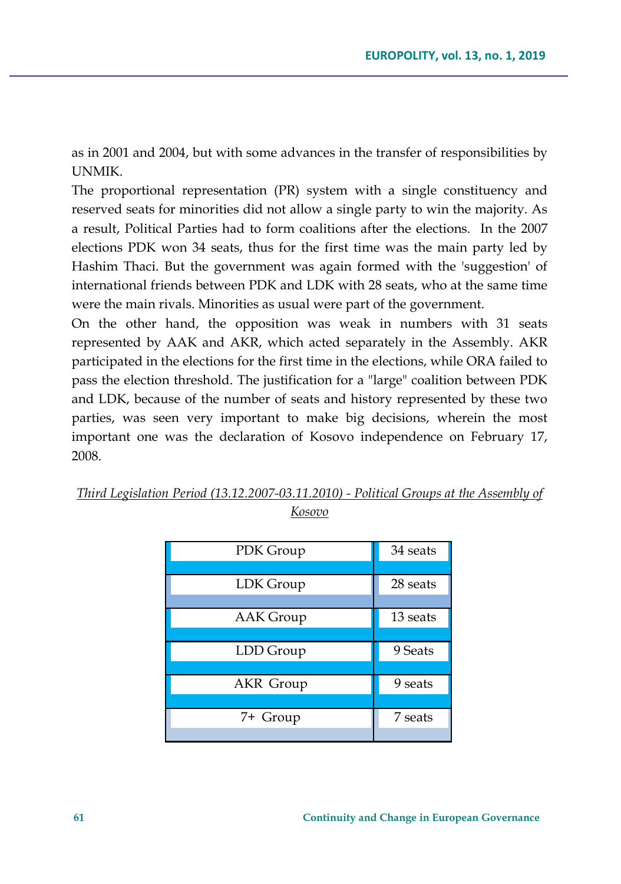as in 2001 and 2004, but with some advances in the transfer of responsibilities by UNMIK.

The proportional representation (PR) system with a single constituency and reserved seats for minorities did not allow a single party to win the majority. As a result, Political Parties had to form coalitions after the elections. In the 2007 elections PDK won 34 seats, thus for the first time was the main party led by Hashim Thaci. But the government was again formed with the 'suggestion' of international friends between PDK and LDK with 28 seats, who at the same time were the main rivals. Minorities as usual were part of the government.

On the other hand, the opposition was weak in numbers with 31 seats represented by AAK and AKR, which acted separately in the Assembly. AKR participated in the elections for the first time in the elections, while ORA failed to pass the election threshold. The justification for a "large" coalition between PDK and LDK, because of the number of seats and history represented by these two parties, was seen very important to make big decisions, wherein the most important one was the declaration of Kosovo independence on February 17, 2008.

*Third Legislation Period (13.12.2007-03.11.2010) - Political Groups at the Assembly of Kosovo*

| | |
|---|---|
| PDK Group | 34 seats |
| LDK Group | 28 seats |
| AAK Group | 13 seats |
| LDD Group | 9 Seats |
| AKR Group | 9 seats |
| 7+ Group | 7 seats |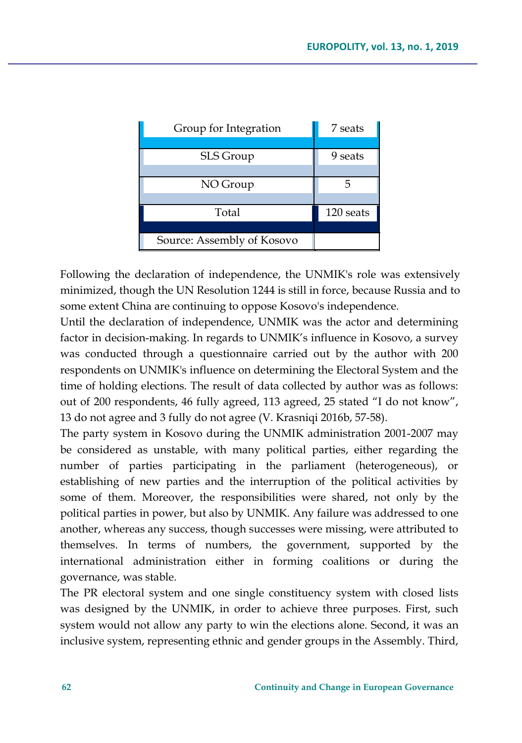| Group for Integration | 7 seats |
|---|---|
| SLS Group | 9 seats |
| NO Group | 5 |
| Total | 120 seats |
| Source: Assembly of Kosovo | |

Following the declaration of independence, the UNMIK's role was extensively minimized, though the UN Resolution 1244 is still in force, because Russia and to some extent China are continuing to oppose Kosovo's independence.

Until the declaration of independence, UNMIK was the actor and determining factor in decision-making. In regards to UNMIK's influence in Kosovo, a survey was conducted through a questionnaire carried out by the author with 200 respondents on UNMIK's influence on determining the Electoral System and the time of holding elections. The result of data collected by author was as follows: out of 200 respondents, 46 fully agreed, 113 agreed, 25 stated "I do not know", 13 do not agree and 3 fully do not agree (V. Krasniqi 2016b, 57-58).

The party system in Kosovo during the UNMIK administration 2001-2007 may be considered as unstable, with many political parties, either regarding the number of parties participating in the parliament (heterogeneous), or establishing of new parties and the interruption of the political activities by some of them. Moreover, the responsibilities were shared, not only by the political parties in power, but also by UNMIK. Any failure was addressed to one another, whereas any success, though successes were missing, were attributed to themselves. In terms of numbers, the government, supported by the international administration either in forming coalitions or during the governance, was stable.

The PR electoral system and one single constituency system with closed lists was designed by the UNMIK, in order to achieve three purposes. First, such system would not allow any party to win the elections alone. Second, it was an inclusive system, representing ethnic and gender groups in the Assembly. Third,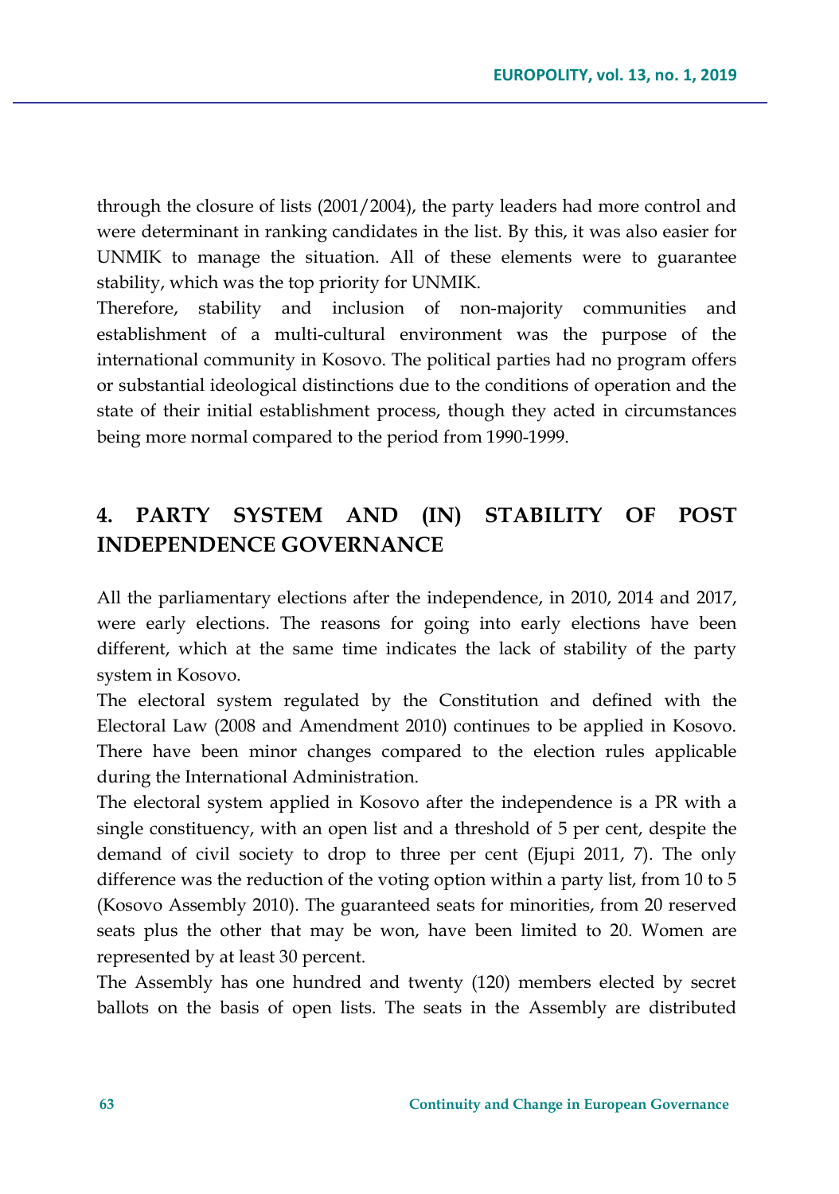through the closure of lists (2001/2004), the party leaders had more control and were determinant in ranking candidates in the list. By this, it was also easier for UNMIK to manage the situation. All of these elements were to guarantee stability, which was the top priority for UNMIK.

Therefore, stability and inclusion of non-majority communities and establishment of a multi-cultural environment was the purpose of the international community in Kosovo. The political parties had no program offers or substantial ideological distinctions due to the conditions of operation and the state of their initial establishment process, though they acted in circumstances being more normal compared to the period from 1990-1999.

## 4. PARTY SYSTEM AND (IN) STABILITY OF POST INDEPENDENCE GOVERNANCE

All the parliamentary elections after the independence, in 2010, 2014 and 2017, were early elections. The reasons for going into early elections have been different, which at the same time indicates the lack of stability of the party system in Kosovo.

The electoral system regulated by the Constitution and defined with the Electoral Law (2008 and Amendment 2010) continues to be applied in Kosovo. There have been minor changes compared to the election rules applicable during the International Administration.

The electoral system applied in Kosovo after the independence is a PR with a single constituency, with an open list and a threshold of 5 per cent, despite the demand of civil society to drop to three per cent (Ejupi 2011, 7). The only difference was the reduction of the voting option within a party list, from 10 to 5 (Kosovo Assembly 2010). The guaranteed seats for minorities, from 20 reserved seats plus the other that may be won, have been limited to 20. Women are represented by at least 30 percent.

The Assembly has one hundred and twenty (120) members elected by secret ballots on the basis of open lists. The seats in the Assembly are distributed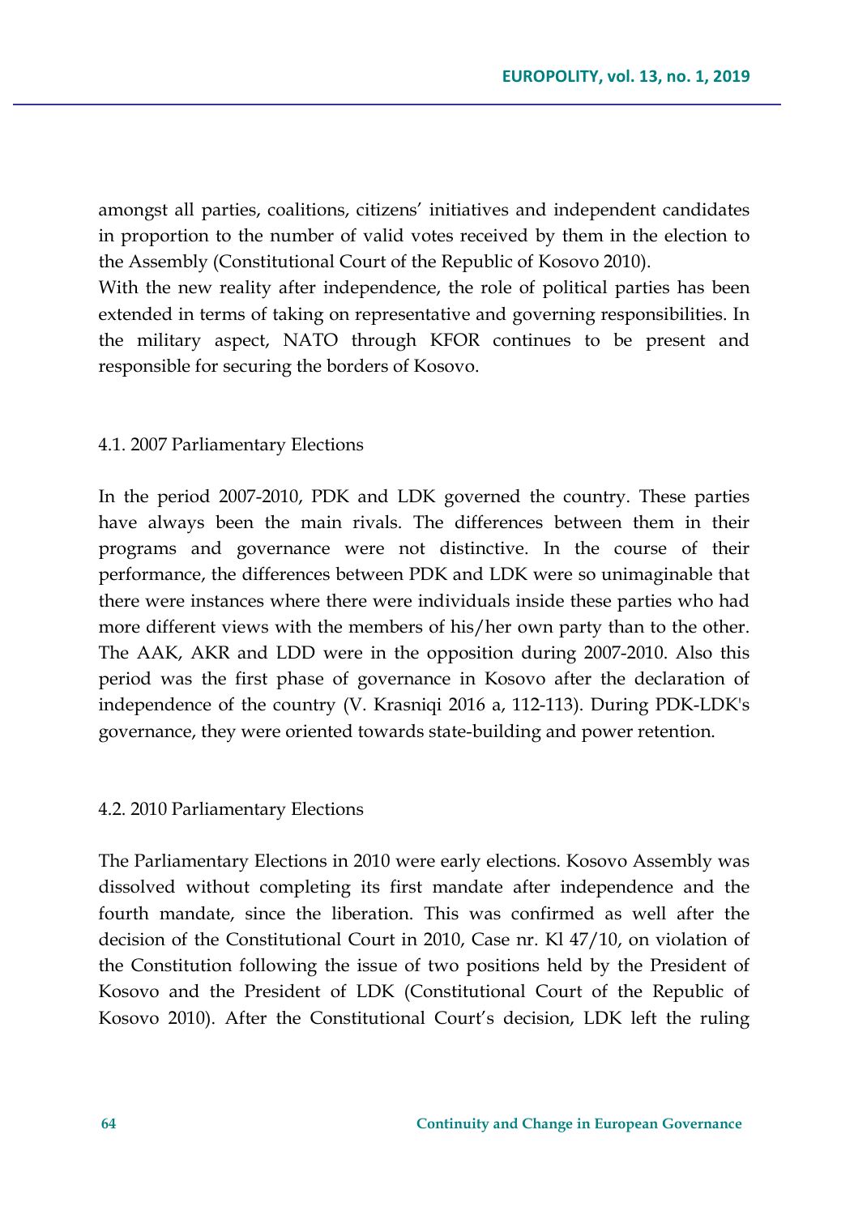amongst all parties, coalitions, citizens' initiatives and independent candidates in proportion to the number of valid votes received by them in the election to the Assembly (Constitutional Court of the Republic of Kosovo 2010).

With the new reality after independence, the role of political parties has been extended in terms of taking on representative and governing responsibilities. In the military aspect, NATO through KFOR continues to be present and responsible for securing the borders of Kosovo.

### 4.1. 2007 Parliamentary Elections

In the period 2007-2010, PDK and LDK governed the country. These parties have always been the main rivals. The differences between them in their programs and governance were not distinctive. In the course of their performance, the differences between PDK and LDK were so unimaginable that there were instances where there were individuals inside these parties who had more different views with the members of his/her own party than to the other. The AAK, AKR and LDD were in the opposition during 2007-2010. Also this period was the first phase of governance in Kosovo after the declaration of independence of the country (V. Krasniqi 2016 a, 112-113). During PDK-LDK's governance, they were oriented towards state-building and power retention.

### 4.2. 2010 Parliamentary Elections

The Parliamentary Elections in 2010 were early elections. Kosovo Assembly was dissolved without completing its first mandate after independence and the fourth mandate, since the liberation. This was confirmed as well after the decision of the Constitutional Court in 2010, Case nr. Kl 47/10, on violation of the Constitution following the issue of two positions held by the President of Kosovo and the President of LDK (Constitutional Court of the Republic of Kosovo 2010). After the Constitutional Court's decision, LDK left the ruling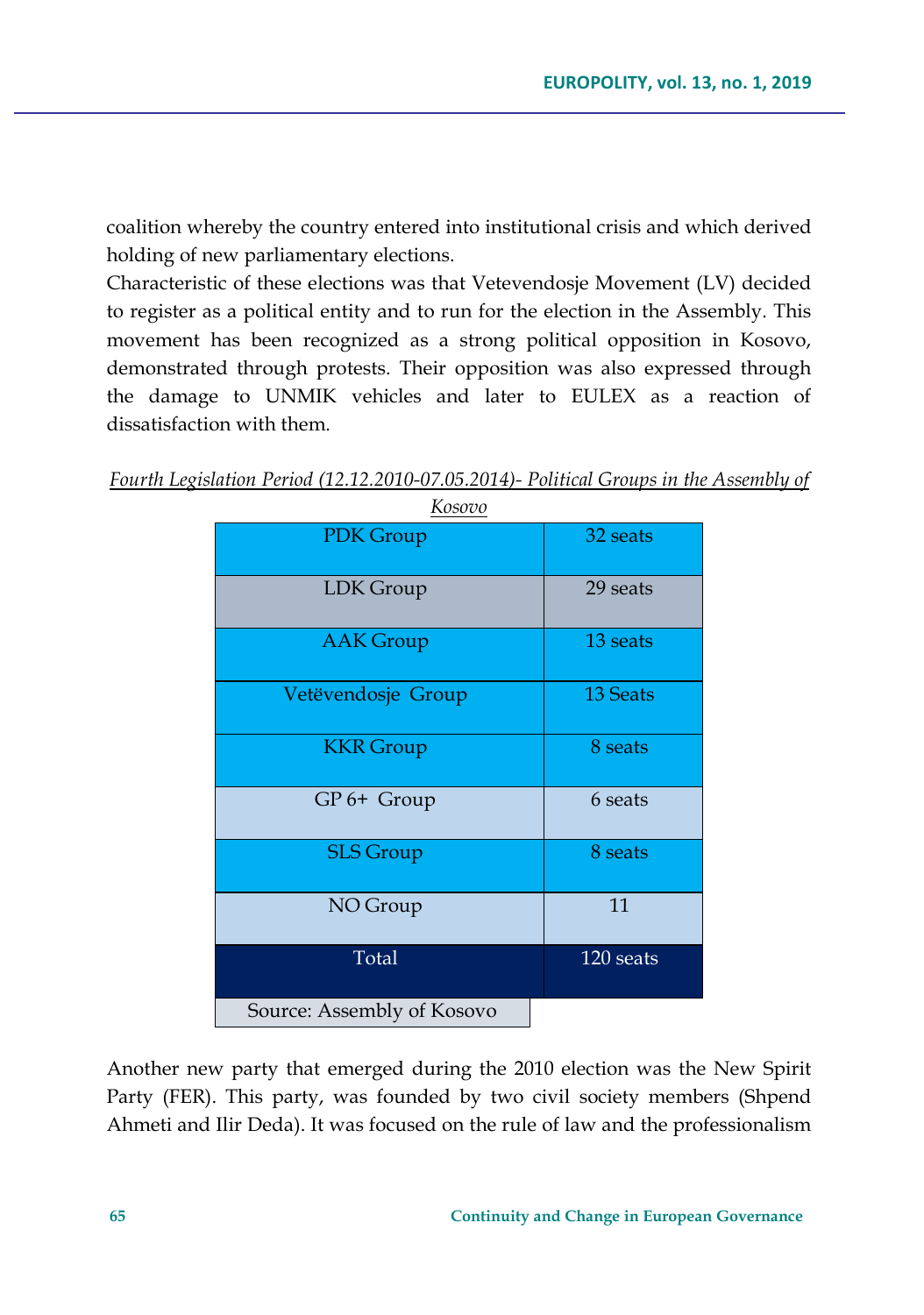coalition whereby the country entered into institutional crisis and which derived holding of new parliamentary elections.

Characteristic of these elections was that Vetevendosje Movement (LV) decided to register as a political entity and to run for the election in the Assembly. This movement has been recognized as a strong political opposition in Kosovo, demonstrated through protests. Their opposition was also expressed through the damage to UNMIK vehicles and later to EULEX as a reaction of dissatisfaction with them.

*Fourth Legislation Period (12.12.2010-07.05.2014)- Political Groups in the Assembly of Kosovo*

| PDK Group | 32 seats |
|---|---|
| LDK Group | 29 seats |
| AAK Group | 13 seats |
| Vetëvendosje Group | 13 Seats |
| KKR Group | 8 seats |
| GP 6+ Group | 6 seats |
| SLS Group | 8 seats |
| NO Group | 11 |
| Total | 120 seats |

Source: Assembly of Kosovo

Another new party that emerged during the 2010 election was the New Spirit Party (FER). This party, was founded by two civil society members (Shpend Ahmeti and Ilir Deda). It was focused on the rule of law and the professionalism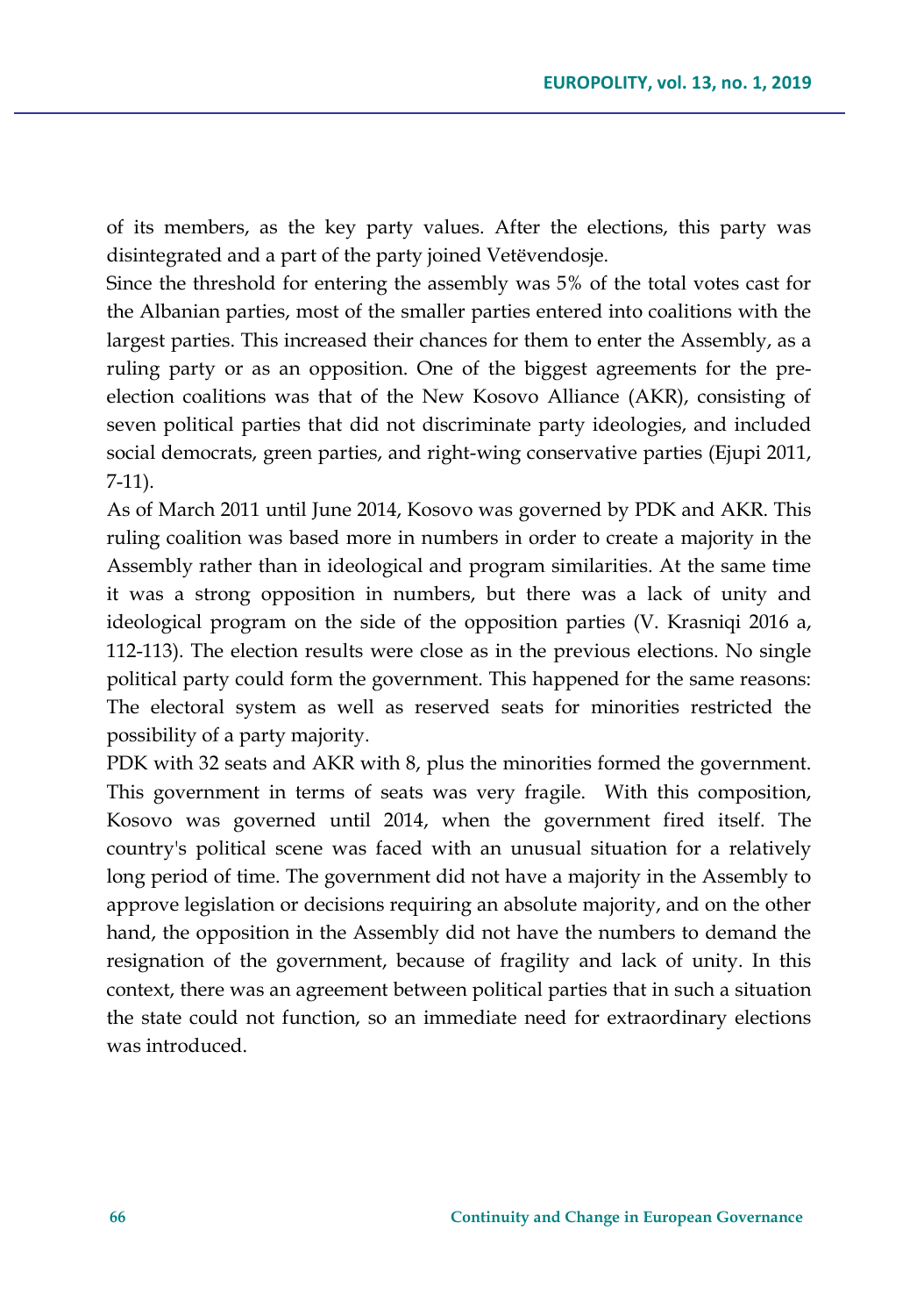of its members, as the key party values. After the elections, this party was disintegrated and a part of the party joined Vetëvendosje.

Since the threshold for entering the assembly was 5% of the total votes cast for the Albanian parties, most of the smaller parties entered into coalitions with the largest parties. This increased their chances for them to enter the Assembly, as a ruling party or as an opposition. One of the biggest agreements for the pre-election coalitions was that of the New Kosovo Alliance (AKR), consisting of seven political parties that did not discriminate party ideologies, and included social democrats, green parties, and right-wing conservative parties (Ejupi 2011, 7-11).

As of March 2011 until June 2014, Kosovo was governed by PDK and AKR. This ruling coalition was based more in numbers in order to create a majority in the Assembly rather than in ideological and program similarities. At the same time it was a strong opposition in numbers, but there was a lack of unity and ideological program on the side of the opposition parties (V. Krasniqi 2016 a, 112-113). The election results were close as in the previous elections. No single political party could form the government. This happened for the same reasons: The electoral system as well as reserved seats for minorities restricted the possibility of a party majority.

PDK with 32 seats and AKR with 8, plus the minorities formed the government. This government in terms of seats was very fragile. With this composition, Kosovo was governed until 2014, when the government fired itself. The country's political scene was faced with an unusual situation for a relatively long period of time. The government did not have a majority in the Assembly to approve legislation or decisions requiring an absolute majority, and on the other hand, the opposition in the Assembly did not have the numbers to demand the resignation of the government, because of fragility and lack of unity. In this context, there was an agreement between political parties that in such a situation the state could not function, so an immediate need for extraordinary elections was introduced.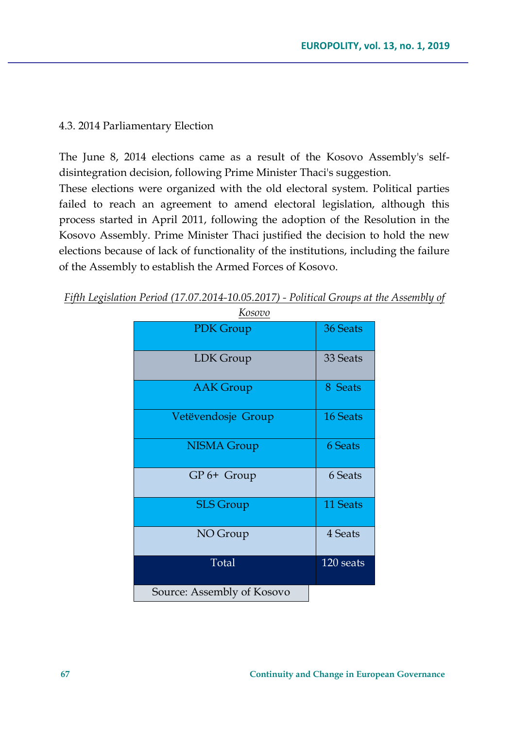### 4.3. 2014 Parliamentary Election

The June 8, 2014 elections came as a result of the Kosovo Assembly's self-disintegration decision, following Prime Minister Thaci's suggestion.

These elections were organized with the old electoral system. Political parties failed to reach an agreement to amend electoral legislation, although this process started in April 2011, following the adoption of the Resolution in the Kosovo Assembly. Prime Minister Thaci justified the decision to hold the new elections because of lack of functionality of the institutions, including the failure of the Assembly to establish the Armed Forces of Kosovo.

*Fifth Legislation Period (17.07.2014-10.05.2017) - Political Groups at the Assembly of Kosovo*

| Group | Seats |
|---|---|
| PDK Group | 36 Seats |
| LDK Group | 33 Seats |
| AAK Group | 8 Seats |
| Vetëvendosje Group | 16 Seats |
| NISMA Group | 6 Seats |
| GP 6+ Group | 6 Seats |
| SLS Group | 11 Seats |
| NO Group | 4 Seats |
| Total | 120 seats |

Source: Assembly of Kosovo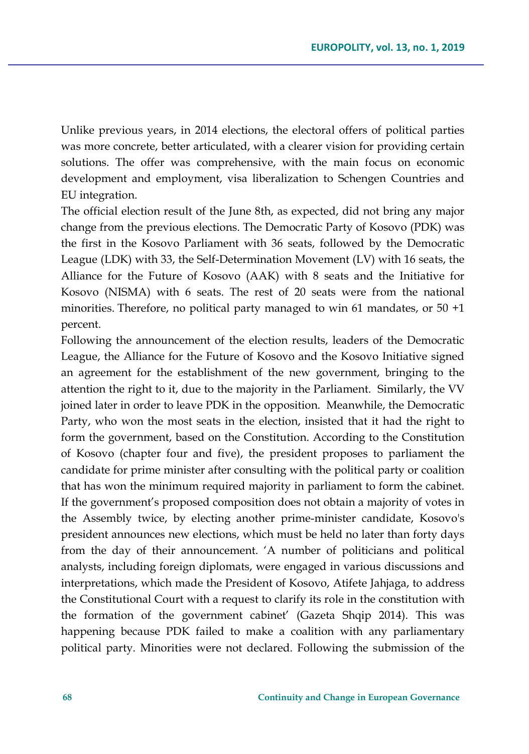Unlike previous years, in 2014 elections, the electoral offers of political parties was more concrete, better articulated, with a clearer vision for providing certain solutions. The offer was comprehensive, with the main focus on economic development and employment, visa liberalization to Schengen Countries and EU integration.

The official election result of the June 8th, as expected, did not bring any major change from the previous elections. The Democratic Party of Kosovo (PDK) was the first in the Kosovo Parliament with 36 seats, followed by the Democratic League (LDK) with 33, the Self-Determination Movement (LV) with 16 seats, the Alliance for the Future of Kosovo (AAK) with 8 seats and the Initiative for Kosovo (NISMA) with 6 seats. The rest of 20 seats were from the national minorities. Therefore, no political party managed to win 61 mandates, or 50 +1 percent.

Following the announcement of the election results, leaders of the Democratic League, the Alliance for the Future of Kosovo and the Kosovo Initiative signed an agreement for the establishment of the new government, bringing to the attention the right to it, due to the majority in the Parliament. Similarly, the VV joined later in order to leave PDK in the opposition. Meanwhile, the Democratic Party, who won the most seats in the election, insisted that it had the right to form the government, based on the Constitution. According to the Constitution of Kosovo (chapter four and five), the president proposes to parliament the candidate for prime minister after consulting with the political party or coalition that has won the minimum required majority in parliament to form the cabinet. If the government's proposed composition does not obtain a majority of votes in the Assembly twice, by electing another prime-minister candidate, Kosovo's president announces new elections, which must be held no later than forty days from the day of their announcement. 'A number of politicians and political analysts, including foreign diplomats, were engaged in various discussions and interpretations, which made the President of Kosovo, Atifete Jahjaga, to address the Constitutional Court with a request to clarify its role in the constitution with the formation of the government cabinet' (Gazeta Shqip 2014). This was happening because PDK failed to make a coalition with any parliamentary political party. Minorities were not declared. Following the submission of the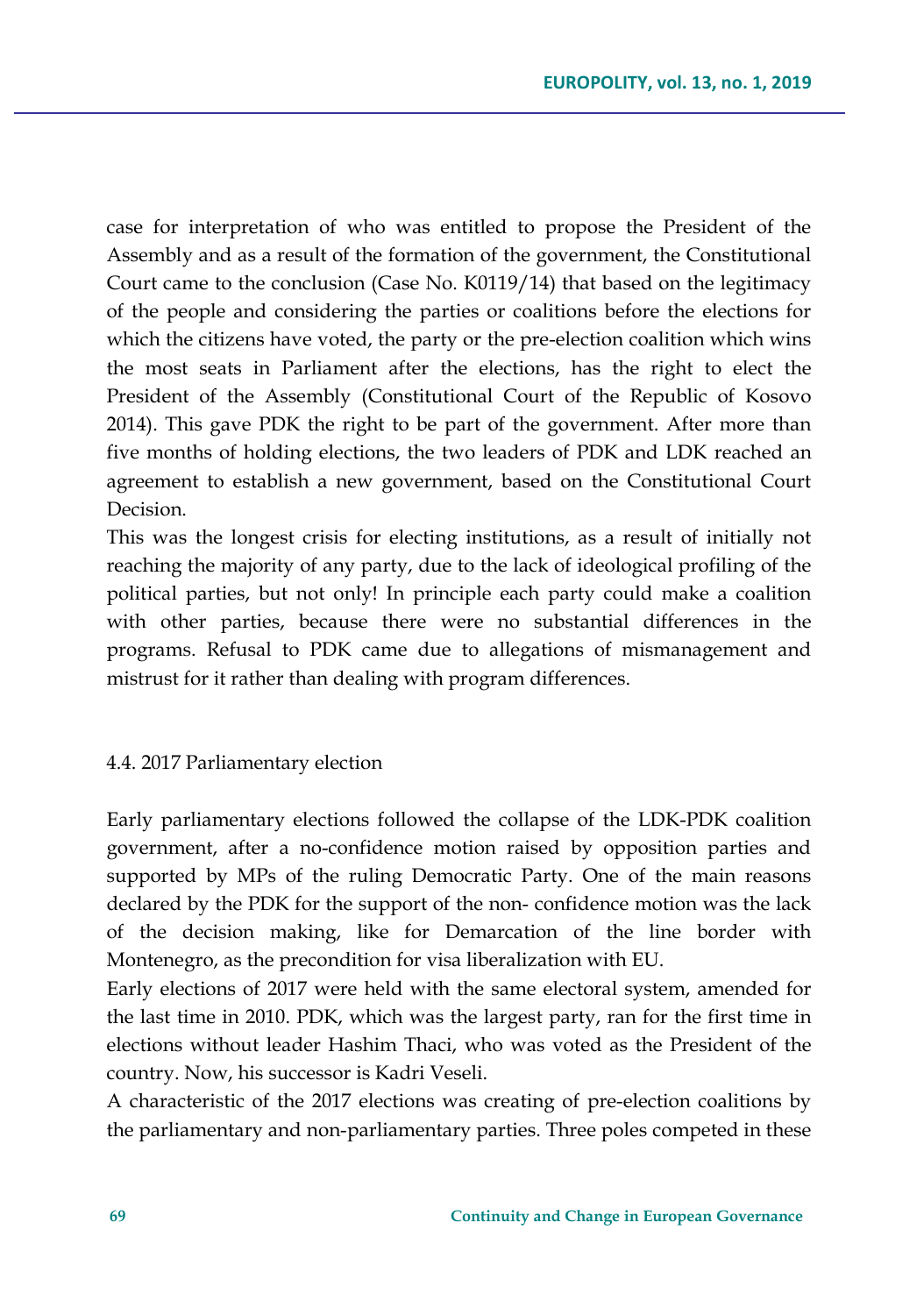case for interpretation of who was entitled to propose the President of the Assembly and as a result of the formation of the government, the Constitutional Court came to the conclusion (Case No. K0119/14) that based on the legitimacy of the people and considering the parties or coalitions before the elections for which the citizens have voted, the party or the pre-election coalition which wins the most seats in Parliament after the elections, has the right to elect the President of the Assembly (Constitutional Court of the Republic of Kosovo 2014). This gave PDK the right to be part of the government. After more than five months of holding elections, the two leaders of PDK and LDK reached an agreement to establish a new government, based on the Constitutional Court Decision.

This was the longest crisis for electing institutions, as a result of initially not reaching the majority of any party, due to the lack of ideological profiling of the political parties, but not only! In principle each party could make a coalition with other parties, because there were no substantial differences in the programs. Refusal to PDK came due to allegations of mismanagement and mistrust for it rather than dealing with program differences.

### 4.4. 2017 Parliamentary election

Early parliamentary elections followed the collapse of the LDK-PDK coalition government, after a no-confidence motion raised by opposition parties and supported by MPs of the ruling Democratic Party. One of the main reasons declared by the PDK for the support of the non- confidence motion was the lack of the decision making, like for Demarcation of the line border with Montenegro, as the precondition for visa liberalization with EU.

Early elections of 2017 were held with the same electoral system, amended for the last time in 2010. PDK, which was the largest party, ran for the first time in elections without leader Hashim Thaci, who was voted as the President of the country. Now, his successor is Kadri Veseli.

A characteristic of the 2017 elections was creating of pre-election coalitions by the parliamentary and non-parliamentary parties. Three poles competed in these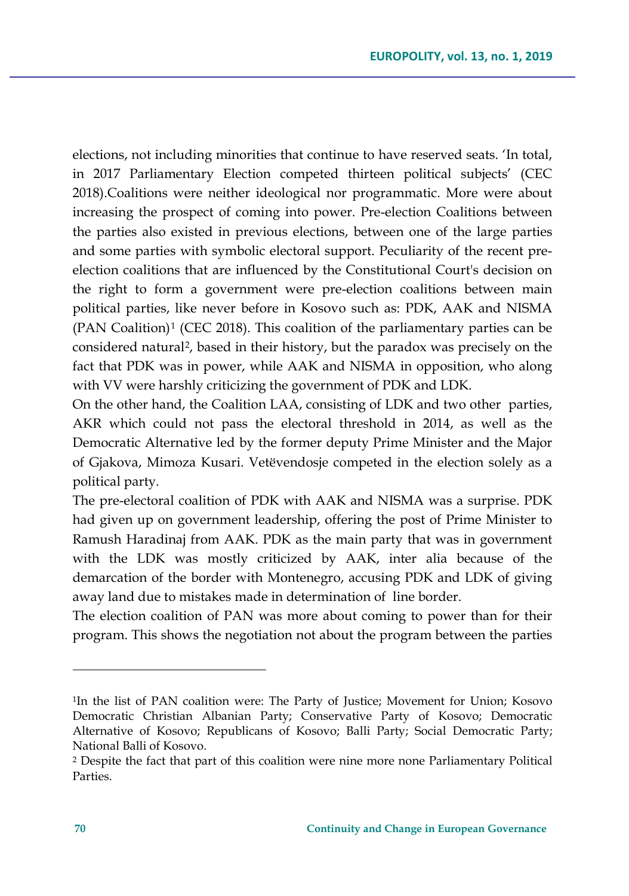elections, not including minorities that continue to have reserved seats. 'In total, in 2017 Parliamentary Election competed thirteen political subjects' (CEC 2018).Coalitions were neither ideological nor programmatic. More were about increasing the prospect of coming into power. Pre-election Coalitions between the parties also existed in previous elections, between one of the large parties and some parties with symbolic electoral support. Peculiarity of the recent pre-election coalitions that are influenced by the Constitutional Court's decision on the right to form a government were pre-election coalitions between main political parties, like never before in Kosovo such as: PDK, AAK and NISMA (PAN Coalition)[1] (CEC 2018). This coalition of the parliamentary parties can be considered natural[2], based in their history, but the paradox was precisely on the fact that PDK was in power, while AAK and NISMA in opposition, who along with VV were harshly criticizing the government of PDK and LDK.

On the other hand, the Coalition LAA, consisting of LDK and two other parties, AKR which could not pass the electoral threshold in 2014, as well as the Democratic Alternative led by the former deputy Prime Minister and the Major of Gjakova, Mimoza Kusari. Vetëvendosje competed in the election solely as a political party.

The pre-electoral coalition of PDK with AAK and NISMA was a surprise. PDK had given up on government leadership, offering the post of Prime Minister to Ramush Haradinaj from AAK. PDK as the main party that was in government with the LDK was mostly criticized by AAK, inter alia because of the demarcation of the border with Montenegro, accusing PDK and LDK of giving away land due to mistakes made in determination of line border.

The election coalition of PAN was more about coming to power than for their program. This shows the negotiation not about the program between the parties

---

[1]In the list of PAN coalition were: The Party of Justice; Movement for Union; Kosovo Democratic Christian Albanian Party; Conservative Party of Kosovo; Democratic Alternative of Kosovo; Republicans of Kosovo; Balli Party; Social Democratic Party; National Balli of Kosovo.

[2] Despite the fact that part of this coalition were nine more none Parliamentary Political Parties.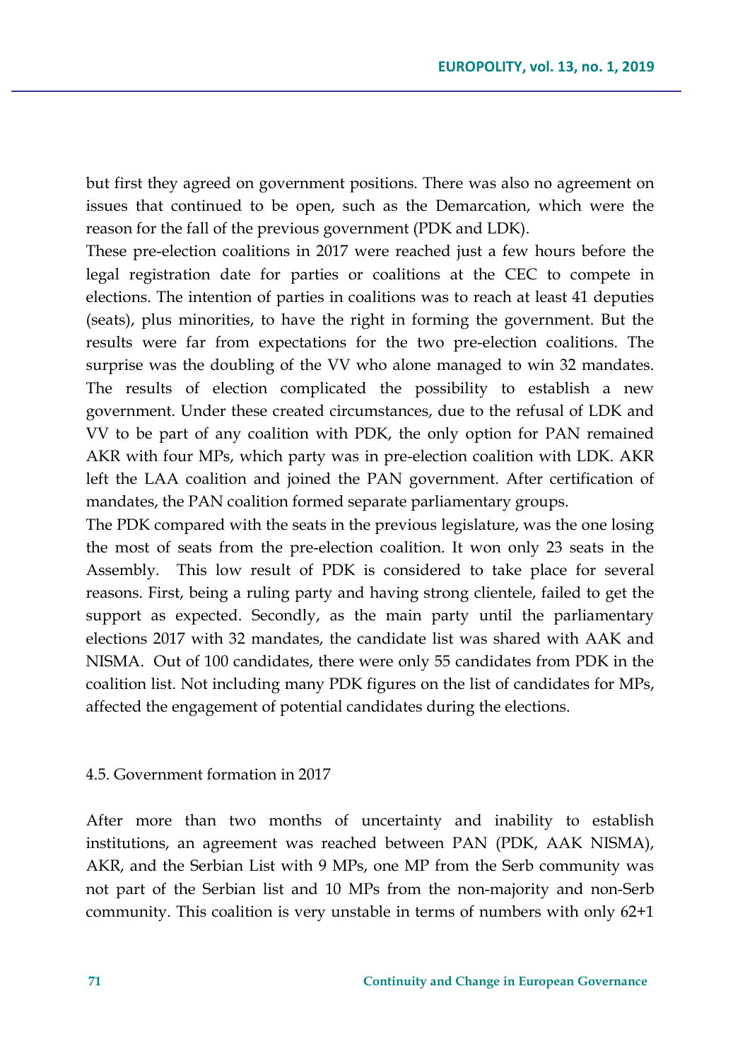but first they agreed on government positions. There was also no agreement on issues that continued to be open, such as the Demarcation, which were the reason for the fall of the previous government (PDK and LDK).

These pre-election coalitions in 2017 were reached just a few hours before the legal registration date for parties or coalitions at the CEC to compete in elections. The intention of parties in coalitions was to reach at least 41 deputies (seats), plus minorities, to have the right in forming the government. But the results were far from expectations for the two pre-election coalitions. The surprise was the doubling of the VV who alone managed to win 32 mandates. The results of election complicated the possibility to establish a new government. Under these created circumstances, due to the refusal of LDK and VV to be part of any coalition with PDK, the only option for PAN remained AKR with four MPs, which party was in pre-election coalition with LDK. AKR left the LAA coalition and joined the PAN government. After certification of mandates, the PAN coalition formed separate parliamentary groups.

The PDK compared with the seats in the previous legislature, was the one losing the most of seats from the pre-election coalition. It won only 23 seats in the Assembly. This low result of PDK is considered to take place for several reasons. First, being a ruling party and having strong clientele, failed to get the support as expected. Secondly, as the main party until the parliamentary elections 2017 with 32 mandates, the candidate list was shared with AAK and NISMA. Out of 100 candidates, there were only 55 candidates from PDK in the coalition list. Not including many PDK figures on the list of candidates for MPs, affected the engagement of potential candidates during the elections.

### 4.5. Government formation in 2017

After more than two months of uncertainty and inability to establish institutions, an agreement was reached between PAN (PDK, AAK NISMA), AKR, and the Serbian List with 9 MPs, one MP from the Serb community was not part of the Serbian list and 10 MPs from the non-majority and non-Serb community. This coalition is very unstable in terms of numbers with only 62+1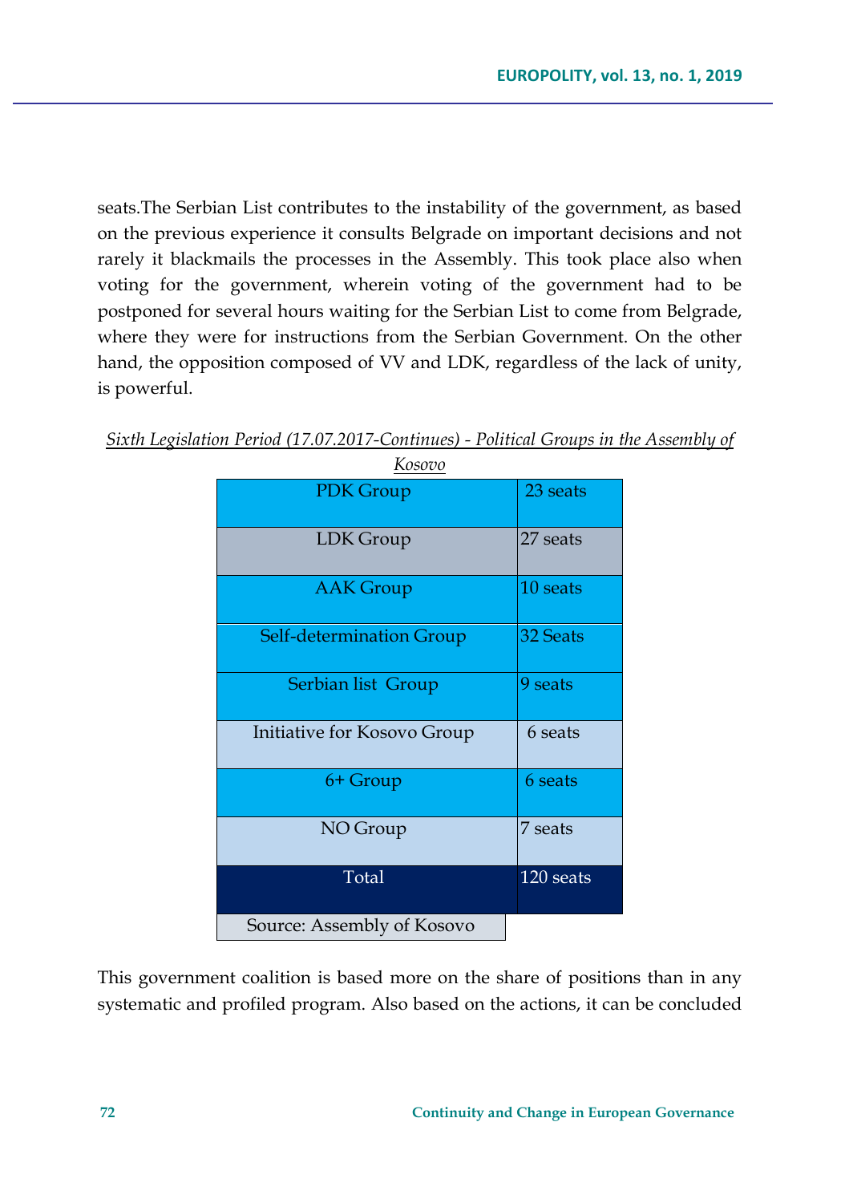seats.The Serbian List contributes to the instability of the government, as based on the previous experience it consults Belgrade on important decisions and not rarely it blackmails the processes in the Assembly. This took place also when voting for the government, wherein voting of the government had to be postponed for several hours waiting for the Serbian List to come from Belgrade, where they were for instructions from the Serbian Government. On the other hand, the opposition composed of VV and LDK, regardless of the lack of unity, is powerful.

*Sixth Legislation Period (17.07.2017-Continues) - Political Groups in the Assembly of Kosovo*

| | |
|---|---|
| PDK Group | 23 seats |
| LDK Group | 27 seats |
| AAK Group | 10 seats |
| Self-determination Group | 32 Seats |
| Serbian list Group | 9 seats |
| Initiative for Kosovo Group | 6 seats |
| 6+ Group | 6 seats |
| NO Group | 7 seats |
| Total | 120 seats |

Source: Assembly of Kosovo

This government coalition is based more on the share of positions than in any systematic and profiled program. Also based on the actions, it can be concluded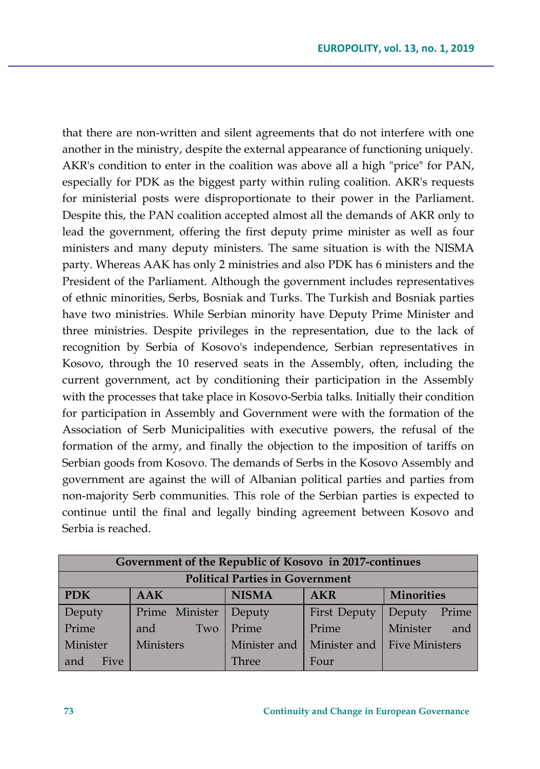that there are non-written and silent agreements that do not interfere with one another in the ministry, despite the external appearance of functioning uniquely. AKR's condition to enter in the coalition was above all a high "price" for PAN, especially for PDK as the biggest party within ruling coalition. AKR's requests for ministerial posts were disproportionate to their power in the Parliament. Despite this, the PAN coalition accepted almost all the demands of AKR only to lead the government, offering the first deputy prime minister as well as four ministers and many deputy ministers. The same situation is with the NISMA party. Whereas AAK has only 2 ministries and also PDK has 6 ministers and the President of the Parliament. Although the government includes representatives of ethnic minorities, Serbs, Bosniak and Turks. The Turkish and Bosniak parties have two ministries. While Serbian minority have Deputy Prime Minister and three ministries. Despite privileges in the representation, due to the lack of recognition by Serbia of Kosovo's independence, Serbian representatives in Kosovo, through the 10 reserved seats in the Assembly, often, including the current government, act by conditioning their participation in the Assembly with the processes that take place in Kosovo-Serbia talks. Initially their condition for participation in Assembly and Government were with the formation of the Association of Serb Municipalities with executive powers, the refusal of the formation of the army, and finally the objection to the imposition of tariffs on Serbian goods from Kosovo. The demands of Serbs in the Kosovo Assembly and government are against the will of Albanian political parties and parties from non-majority Serb communities. This role of the Serbian parties is expected to continue until the final and legally binding agreement between Kosovo and Serbia is reached.

| **Government of the Republic of Kosovo in 2017-continues** | | | | |
|---|---|---|---|---|
| **Political Parties in Government** | | | | |
| **PDK** | **AAK** | **NISMA** | **AKR** | **Minorities** |
| Deputy Prime Minister and Five | Prime Minister and Two Ministers | Deputy Prime Minister and Three | First Deputy Prime Minister and Four | Deputy Prime Minister and Five Ministers |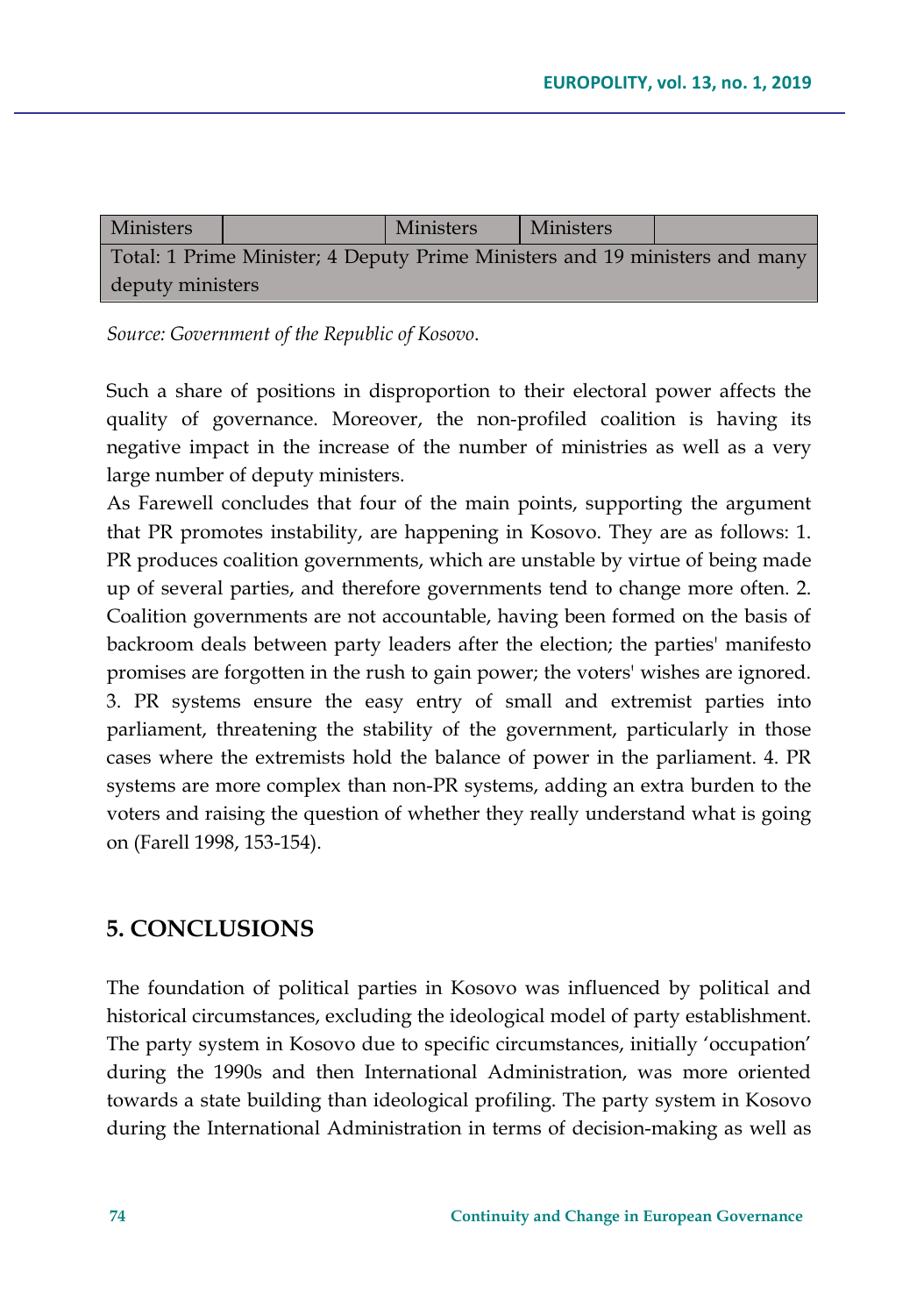| Ministers | | Ministers | Ministers | |
|---|---|---|---|---|
| Total: 1 Prime Minister; 4 Deputy Prime Ministers and 19 ministers and many deputy ministers | | | | |

*Source: Government of the Republic of Kosovo.*

Such a share of positions in disproportion to their electoral power affects the quality of governance. Moreover, the non-profiled coalition is having its negative impact in the increase of the number of ministries as well as a very large number of deputy ministers.

As Farewell concludes that four of the main points, supporting the argument that PR promotes instability, are happening in Kosovo. They are as follows: 1. PR produces coalition governments, which are unstable by virtue of being made up of several parties, and therefore governments tend to change more often. 2. Coalition governments are not accountable, having been formed on the basis of backroom deals between party leaders after the election; the parties' manifesto promises are forgotten in the rush to gain power; the voters' wishes are ignored. 3. PR systems ensure the easy entry of small and extremist parties into parliament, threatening the stability of the government, particularly in those cases where the extremists hold the balance of power in the parliament. 4. PR systems are more complex than non-PR systems, adding an extra burden to the voters and raising the question of whether they really understand what is going on (Farell 1998, 153-154).

## 5. CONCLUSIONS

The foundation of political parties in Kosovo was influenced by political and historical circumstances, excluding the ideological model of party establishment. The party system in Kosovo due to specific circumstances, initially 'occupation' during the 1990s and then International Administration, was more oriented towards a state building than ideological profiling. The party system in Kosovo during the International Administration in terms of decision-making as well as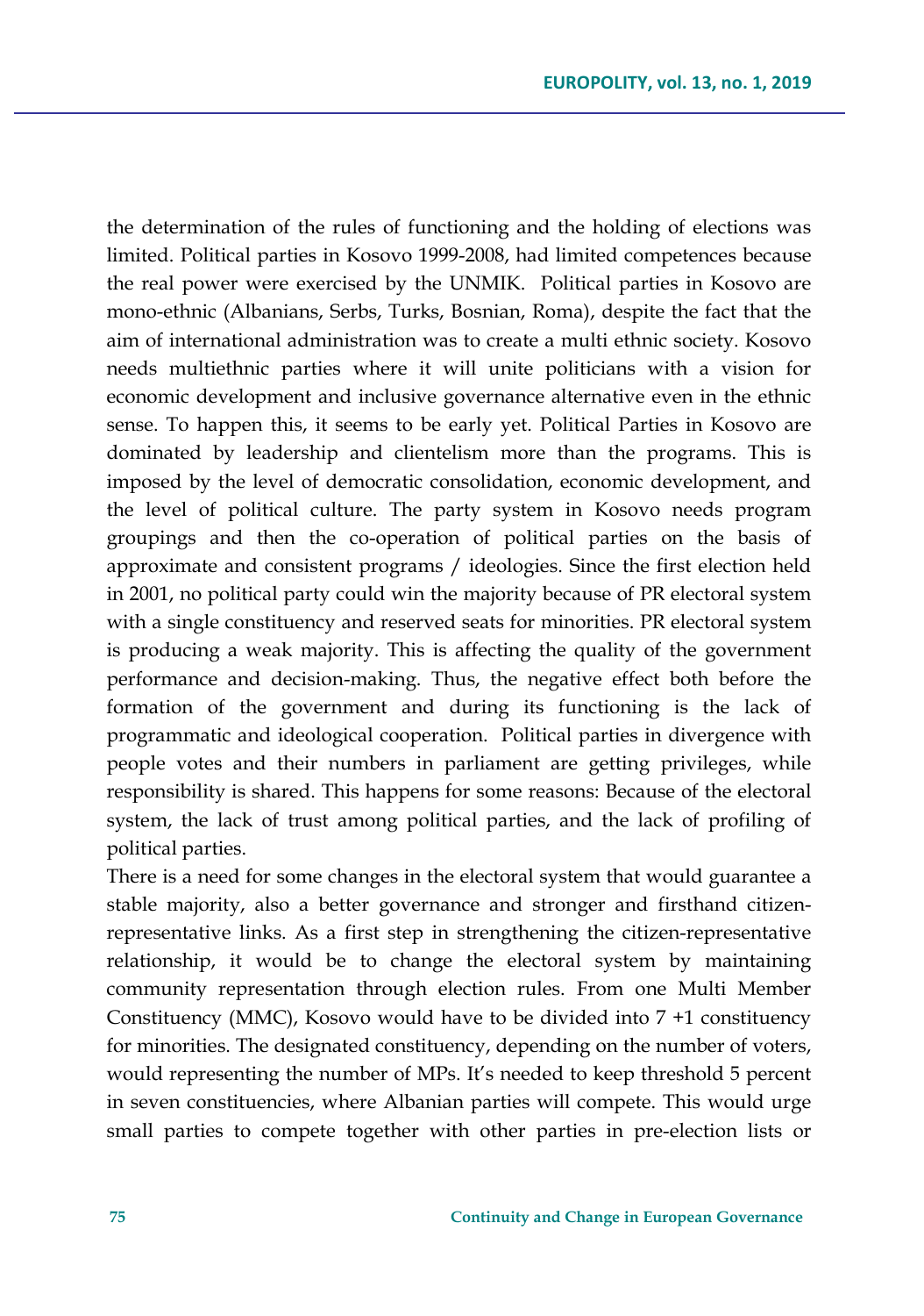the determination of the rules of functioning and the holding of elections was limited. Political parties in Kosovo 1999-2008, had limited competences because the real power were exercised by the UNMIK. Political parties in Kosovo are mono-ethnic (Albanians, Serbs, Turks, Bosnian, Roma), despite the fact that the aim of international administration was to create a multi ethnic society. Kosovo needs multiethnic parties where it will unite politicians with a vision for economic development and inclusive governance alternative even in the ethnic sense. To happen this, it seems to be early yet. Political Parties in Kosovo are dominated by leadership and clientelism more than the programs. This is imposed by the level of democratic consolidation, economic development, and the level of political culture. The party system in Kosovo needs program groupings and then the co-operation of political parties on the basis of approximate and consistent programs / ideologies. Since the first election held in 2001, no political party could win the majority because of PR electoral system with a single constituency and reserved seats for minorities. PR electoral system is producing a weak majority. This is affecting the quality of the government performance and decision-making. Thus, the negative effect both before the formation of the government and during its functioning is the lack of programmatic and ideological cooperation. Political parties in divergence with people votes and their numbers in parliament are getting privileges, while responsibility is shared. This happens for some reasons: Because of the electoral system, the lack of trust among political parties, and the lack of profiling of political parties.

There is a need for some changes in the electoral system that would guarantee a stable majority, also a better governance and stronger and firsthand citizen-representative links. As a first step in strengthening the citizen-representative relationship, it would be to change the electoral system by maintaining community representation through election rules. From one Multi Member Constituency (MMC), Kosovo would have to be divided into 7 +1 constituency for minorities. The designated constituency, depending on the number of voters, would representing the number of MPs. It's needed to keep threshold 5 percent in seven constituencies, where Albanian parties will compete. This would urge small parties to compete together with other parties in pre-election lists or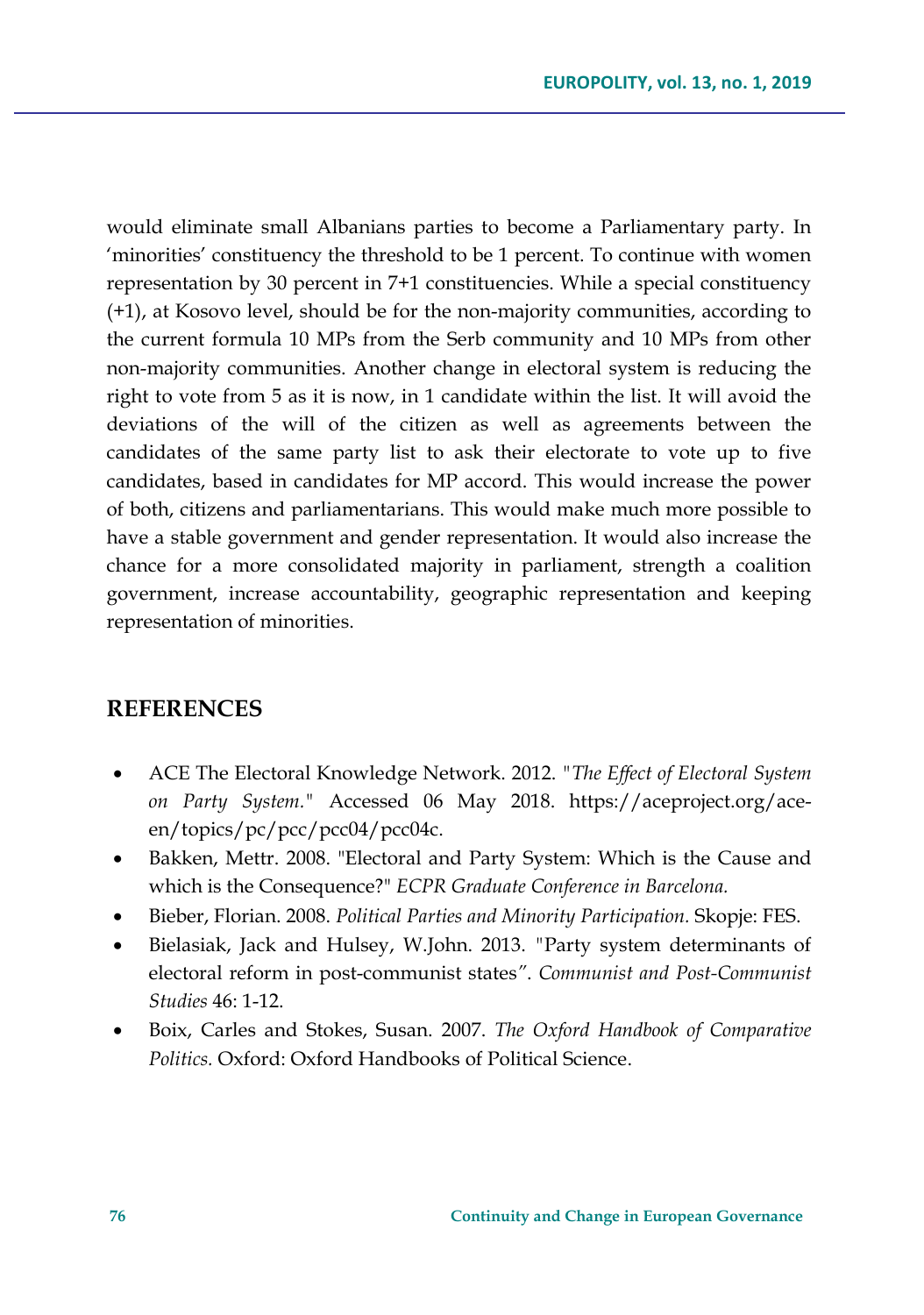would eliminate small Albanians parties to become a Parliamentary party. In 'minorities' constituency the threshold to be 1 percent. To continue with women representation by 30 percent in 7+1 constituencies. While a special constituency (+1), at Kosovo level, should be for the non-majority communities, according to the current formula 10 MPs from the Serb community and 10 MPs from other non-majority communities. Another change in electoral system is reducing the right to vote from 5 as it is now, in 1 candidate within the list. It will avoid the deviations of the will of the citizen as well as agreements between the candidates of the same party list to ask their electorate to vote up to five candidates, based in candidates for MP accord. This would increase the power of both, citizens and parliamentarians. This would make much more possible to have a stable government and gender representation. It would also increase the chance for a more consolidated majority in parliament, strength a coalition government, increase accountability, geographic representation and keeping representation of minorities.

## REFERENCES

- ACE The Electoral Knowledge Network. 2012. "*The Effect of Electoral System on Party System.*" Accessed 06 May 2018. https://aceproject.org/ace-en/topics/pc/pcc/pcc04/pcc04c.
- Bakken, Mettr. 2008. "Electoral and Party System: Which is the Cause and which is the Consequence?" *ECPR Graduate Conference in Barcelona.*
- Bieber, Florian. 2008. *Political Parties and Minority Participation.* Skopje: FES.
- Bielasiak, Jack and Hulsey, W.John. 2013. "Party system determinants of electoral reform in post-communist states". *Communist and Post-Communist Studies* 46: 1-12.
- Boix, Carles and Stokes, Susan. 2007. *The Oxford Handbook of Comparative Politics.* Oxford: Oxford Handbooks of Political Science.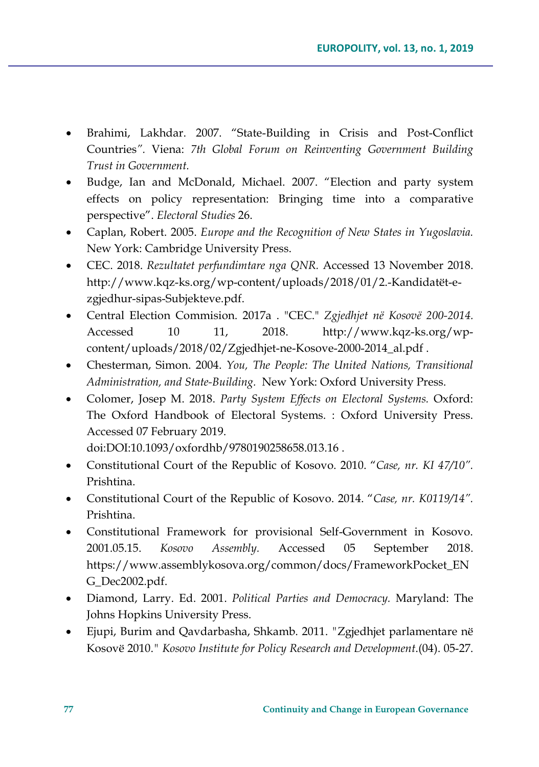- Brahimi, Lakhdar. 2007. “State-Building in Crisis and Post-Conflict Countries*”.* Viena: *7th Global Forum on Reinventing Government Building Trust in Government.*
- Budge, Ian and McDonald, Michael. 2007. “Election and party system effects on policy representation: Bringing time into a comparative perspective”. *Electoral Studies* 26.
- Caplan, Robert. 2005. *Europe and the Recognition of New States in Yugoslavia.* New York: Cambridge University Press.
- CEC. 2018. *Rezultatet perfundimtare nga QNR.* Accessed 13 November 2018. http://www.kqz-ks.org/wp-content/uploads/2018/01/2.-Kandidatët-e-zgjedhur-sipas-Subjekteve.pdf.
- Central Election Commision. 2017a . "CEC." *Zgjedhjet në Kosovë 200-2014.* Accessed 10 11, 2018. http://www.kqz-ks.org/wp-content/uploads/2018/02/Zgjedhjet-ne-Kosove-2000-2014_al.pdf .
- Chesterman, Simon. 2004. *You, The People: The United Nations, Transitional Administration, and State-Building.* New York: Oxford University Press.
- Colomer, Josep M. 2018. *Party System Effects on Electoral Systems.* Oxford: The Oxford Handbook of Electoral Systems. : Oxford University Press. Accessed 07 February 2019. doi:DOI:10.1093/oxfordhb/9780190258658.013.16 .
- Constitutional Court of the Republic of Kosovo. 2010. “*Case, nr. KI 47/10”.* Prishtina.
- Constitutional Court of the Republic of Kosovo. 2014. “*Case, nr. K0119/14”.* Prishtina.
- Constitutional Framework for provisional Self-Government in Kosovo. 2001.05.15. *Kosovo Assembly.* Accessed 05 September 2018. https://www.assemblykosova.org/common/docs/FrameworkPocket_ENG_Dec2002.pdf.
- Diamond, Larry. Ed. 2001. *Political Parties and Democracy.* Maryland: The Johns Hopkins University Press.
- Ejupi, Burim and Qavdarbasha, Shkamb. 2011. "Zgjedhjet parlamentare në Kosovë 2010." *Kosovo Institute for Policy Research and Development*.(04). 05-27.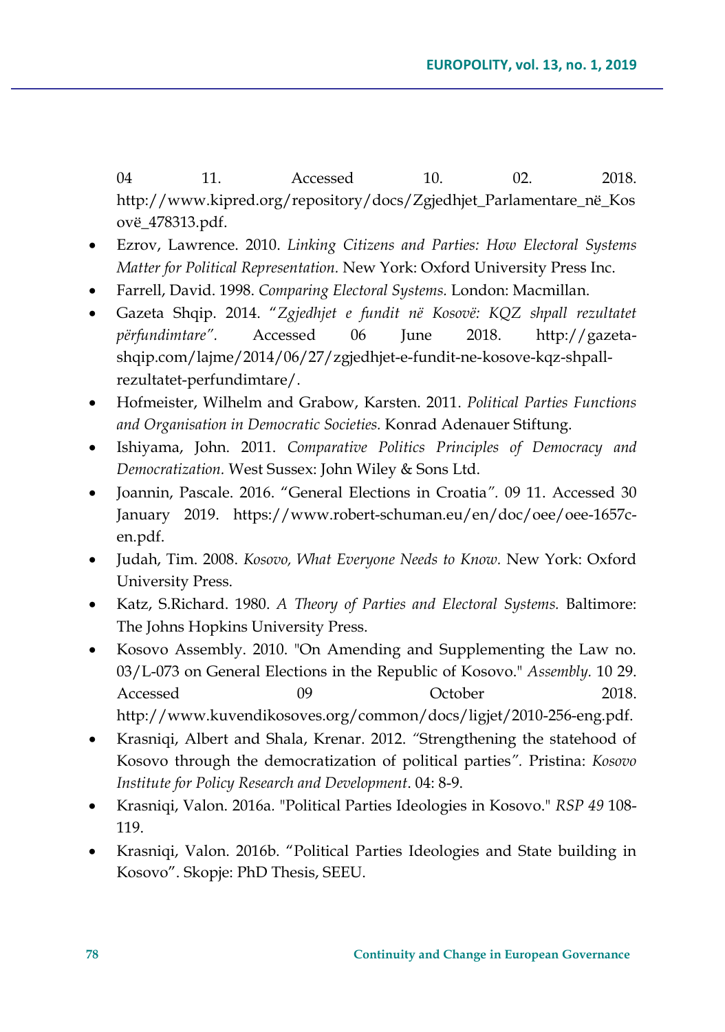04 11. Accessed 10. 02. 2018. http://www.kipred.org/repository/docs/Zgjedhjet_Parlamentare_në_Kosovë_478313.pdf.

- Ezrov, Lawrence. 2010. *Linking Citizens and Parties: How Electoral Systems Matter for Political Representation.* New York: Oxford University Press Inc.
- Farrell, David. 1998. *Comparing Electoral Systems.* London: Macmillan.
- Gazeta Shqip. 2014. "*Zgjedhjet e fundit në Kosovë: KQZ shpall rezultatet përfundimtare*". Accessed 06 June 2018. http://gazeta-shqip.com/lajme/2014/06/27/zgjedhjet-e-fundit-ne-kosove-kqz-shpall-rezultatet-perfundimtare/.
- Hofmeister, Wilhelm and Grabow, Karsten. 2011. *Political Parties Functions and Organisation in Democratic Societies.* Konrad Adenauer Stiftung.
- Ishiyama, John. 2011. *Comparative Politics Principles of Democracy and Democratization.* West Sussex: John Wiley & Sons Ltd.
- Joannin, Pascale. 2016. "General Elections in Croatia". 09 11. Accessed 30 January 2019. https://www.robert-schuman.eu/en/doc/oee/oee-1657c-en.pdf.
- Judah, Tim. 2008. *Kosovo, What Everyone Needs to Know.* New York: Oxford University Press.
- Katz, S.Richard. 1980. *A Theory of Parties and Electoral Systems.* Baltimore: The Johns Hopkins University Press.
- Kosovo Assembly. 2010. "On Amending and Supplementing the Law no. 03/L-073 on General Elections in the Republic of Kosovo." *Assembly.* 10 29. Accessed 09 October 2018. http://www.kuvendikosoves.org/common/docs/ligjet/2010-256-eng.pdf.
- Krasniqi, Albert and Shala, Krenar. 2012. "Strengthening the statehood of Kosovo through the democratization of political parties". Pristina: *Kosovo Institute for Policy Research and Development*. 04: 8-9.
- Krasniqi, Valon. 2016a. "Political Parties Ideologies in Kosovo." *RSP 49* 108-119.
- Krasniqi, Valon. 2016b. "Political Parties Ideologies and State building in Kosovo". Skopje: PhD Thesis, SEEU.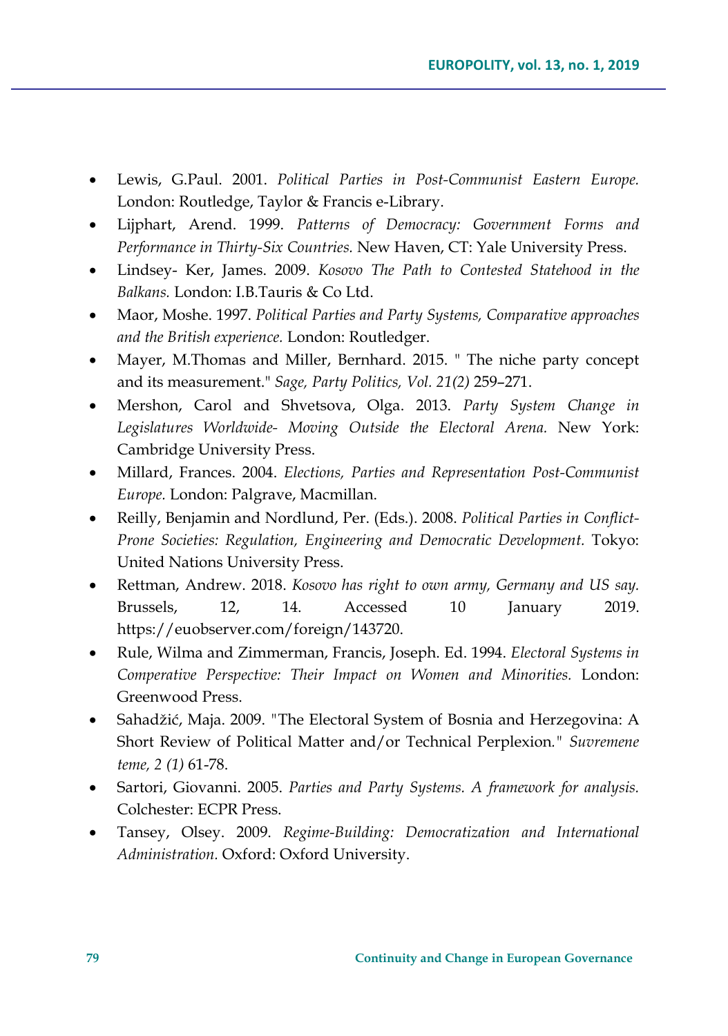- Lewis, G.Paul. 2001. *Political Parties in Post-Communist Eastern Europe.* London: Routledge, Taylor & Francis e-Library.
- Lijphart, Arend. 1999. *Patterns of Democracy: Government Forms and Performance in Thirty-Six Countries.* New Haven, CT: Yale University Press.
- Lindsey- Ker, James. 2009. *Kosovo The Path to Contested Statehood in the Balkans.* London: I.B.Tauris & Co Ltd.
- Maor, Moshe. 1997. *Political Parties and Party Systems, Comparative approaches and the British experience.* London: Routledger.
- Mayer, M.Thomas and Miller, Bernhard. 2015. " The niche party concept and its measurement." *Sage, Party Politics, Vol. 21(2)* 259–271.
- Mershon, Carol and Shvetsova, Olga. 2013. *Party System Change in Legislatures Worldwide- Moving Outside the Electoral Arena.* New York: Cambridge University Press.
- Millard, Frances. 2004. *Elections, Parties and Representation Post-Communist Europe.* London: Palgrave, Macmillan.
- Reilly, Benjamin and Nordlund, Per. (Eds.). 2008. *Political Parties in Conflict-Prone Societies: Regulation, Engineering and Democratic Development.* Tokyo: United Nations University Press.
- Rettman, Andrew. 2018. *Kosovo has right to own army, Germany and US say.* Brussels, 12, 14. Accessed 10 January 2019. https://euobserver.com/foreign/143720.
- Rule, Wilma and Zimmerman, Francis, Joseph. Ed. 1994. *Electoral Systems in Comperative Perspective: Their Impact on Women and Minorities.* London: Greenwood Press.
- Sahadžić, Maja. 2009. "The Electoral System of Bosnia and Herzegovina: A Short Review of Political Matter and/or Technical Perplexion." *Suvremene teme, 2 (1)* 61-78.
- Sartori, Giovanni. 2005. *Parties and Party Systems. A framework for analysis.* Colchester: ECPR Press.
- Tansey, Olsey. 2009. *Regime-Building: Democratization and International Administration.* Oxford: Oxford University.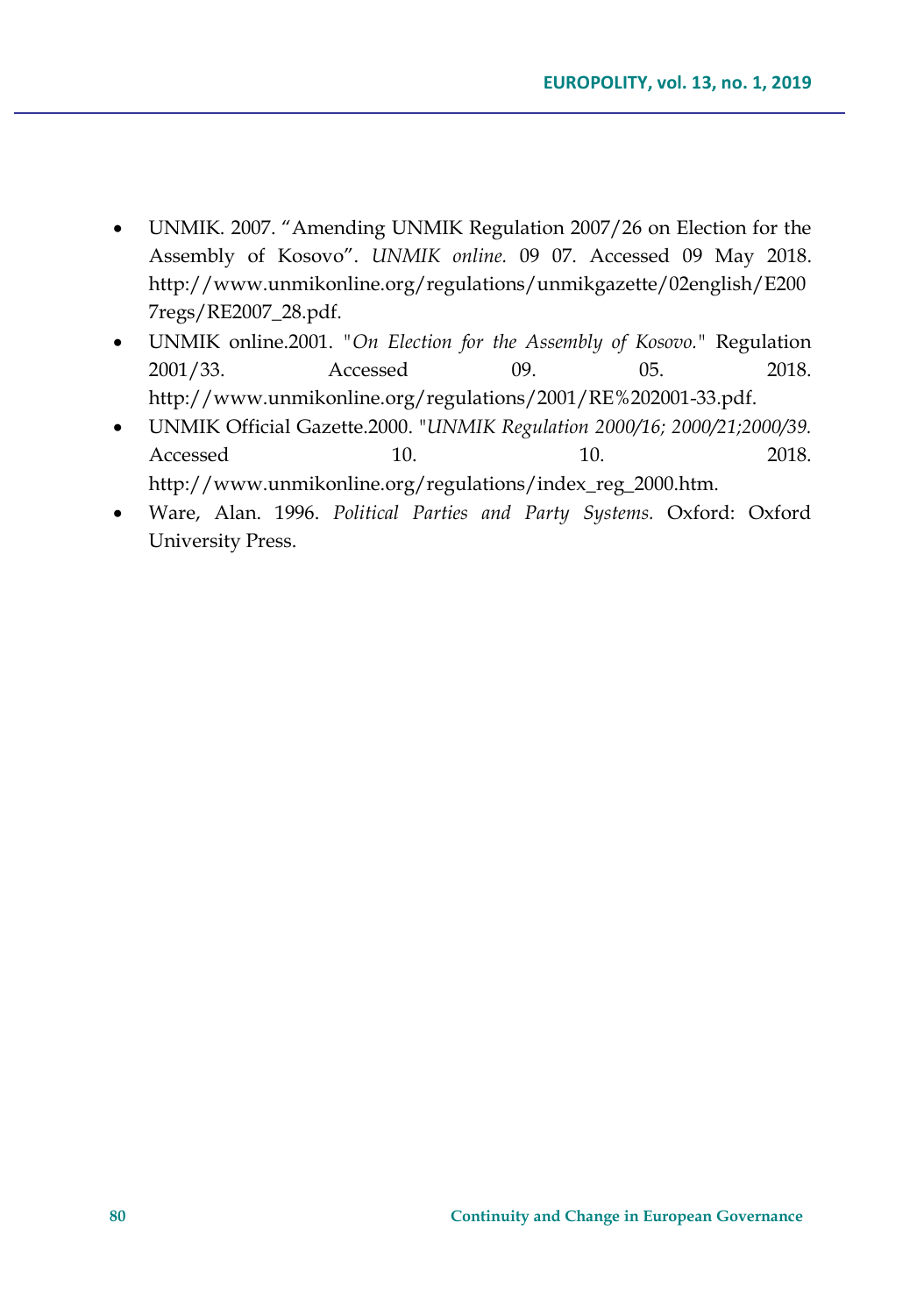- UNMIK. 2007. "Amending UNMIK Regulation 2007/26 on Election for the Assembly of Kosovo". *UNMIK online.* 09 07. Accessed 09 May 2018. http://www.unmikonline.org/regulations/unmikgazette/02english/E2007regs/RE2007_28.pdf.
- UNMIK online.2001. "*On Election for the Assembly of Kosovo.*" Regulation 2001/33. Accessed 09. 05. 2018. http://www.unmikonline.org/regulations/2001/RE%202001-33.pdf.
- UNMIK Official Gazette.2000. "*UNMIK Regulation 2000/16; 2000/21;2000/39.* Accessed 10. 10. 2018. http://www.unmikonline.org/regulations/index_reg_2000.htm.
- Ware, Alan. 1996. *Political Parties and Party Systems.* Oxford: Oxford University Press.